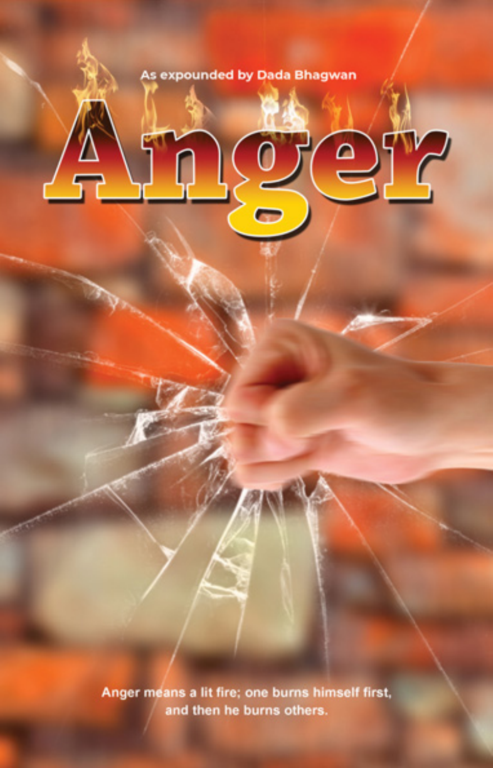As expounded by Dada Bhagwan

# Anger

Anger means a lit fire; one burns himself first, and then he burns others.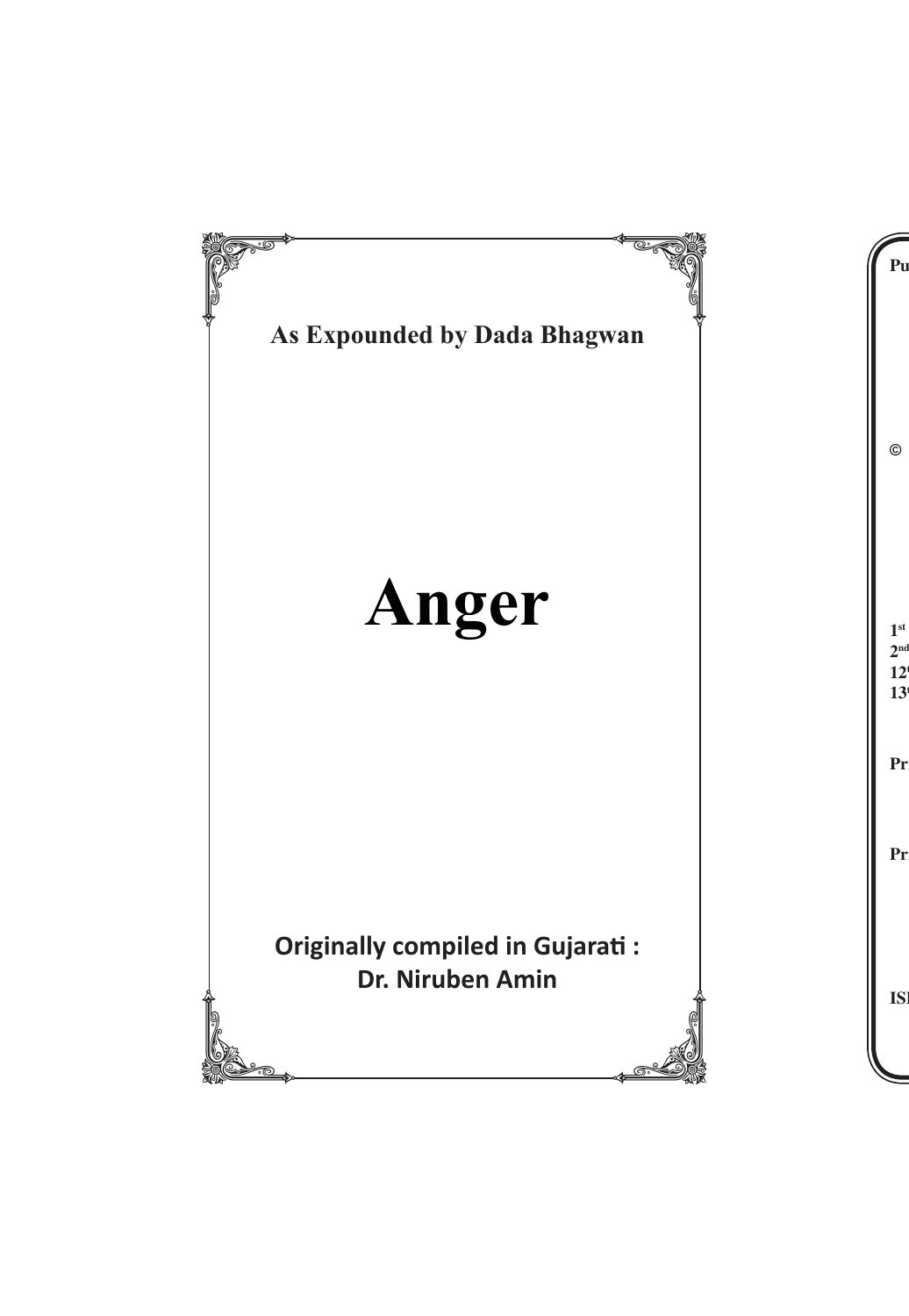As Expounded by Dada Bhagwan

# Anger

Originally compiled in Gujarati :
Dr. Niruben Amin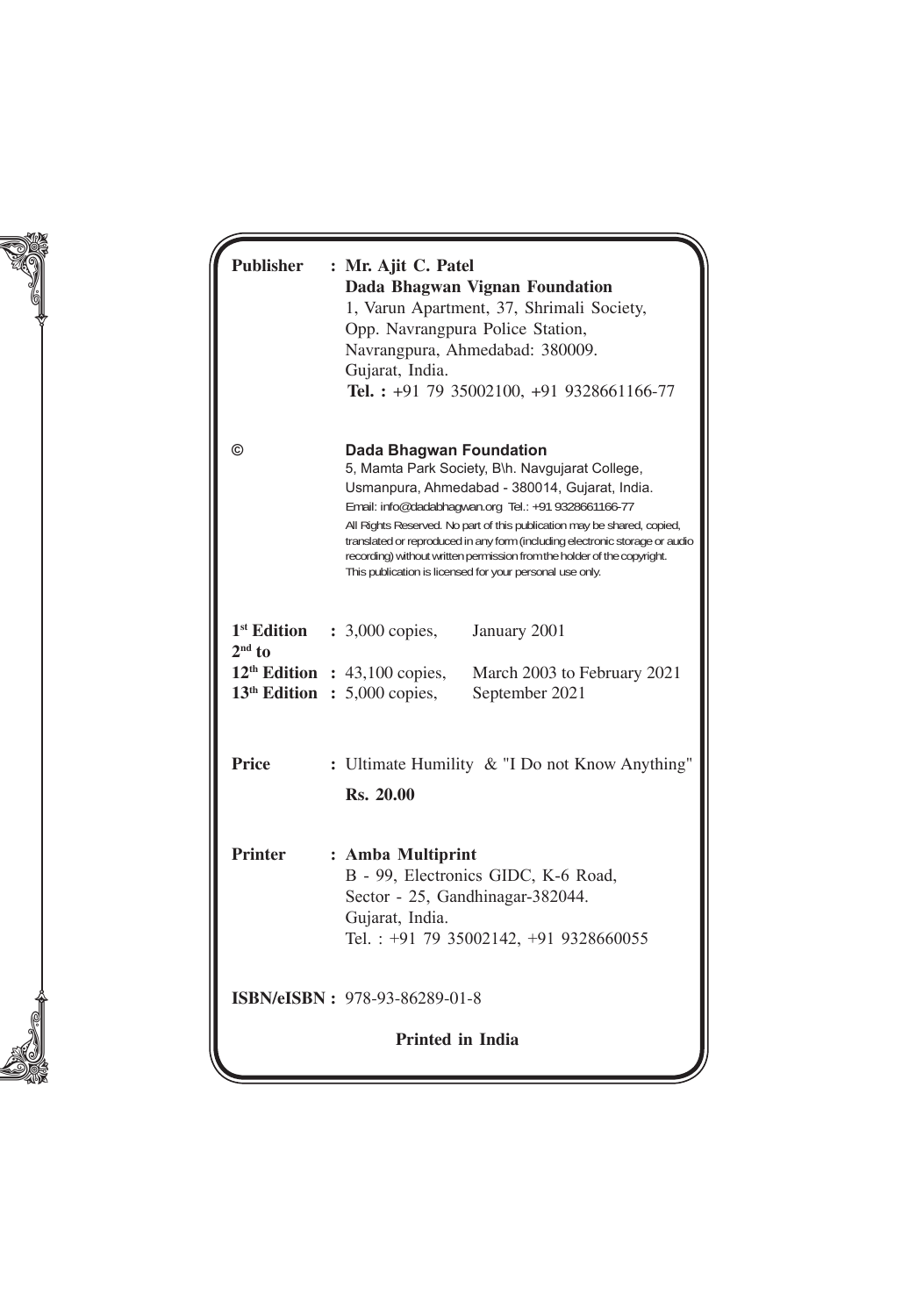**Publisher** : **Mr. Ajit C. Patel**
**Dada Bhagwan Vignan Foundation**
1, Varun Apartment, 37, Shrimali Society,
Opp. Navrangpura Police Station,
Navrangpura, Ahmedabad: 380009.
Gujarat, India.
**Tel. :** +91 79 35002100, +91 9328661166-77

© **Dada Bhagwan Foundation**
5, Mamta Park Society, B\h. Navgujarat College,
Usmanpura, Ahmedabad - 380014, Gujarat, India.
Email: info@dadabhagwan.org Tel.: +91 9328661166-77
All Rights Reserved. No part of this publication may be shared, copied, translated or reproduced in any form (including electronic storage or audio recording) without written permission from the holder of the copyright. This publication is licensed for your personal use only.

| | | |
|---|---|---|
| **1st Edition** | : 3,000 copies, | January 2001 |
| **2nd to 12th Edition** | : 43,100 copies, | March 2003 to February 2021 |
| **13th Edition** | : 5,000 copies, | September 2021 |

**Price** : Ultimate Humility & "I Do not Know Anything"
**Rs. 20.00**

**Printer** : **Amba Multiprint**
B - 99, Electronics GIDC, K-6 Road,
Sector - 25, Gandhinagar-382044.
Gujarat, India.
Tel. : +91 79 35002142, +91 9328660055

**ISBN/eISBN :** 978-93-86289-01-8

**Printed in India**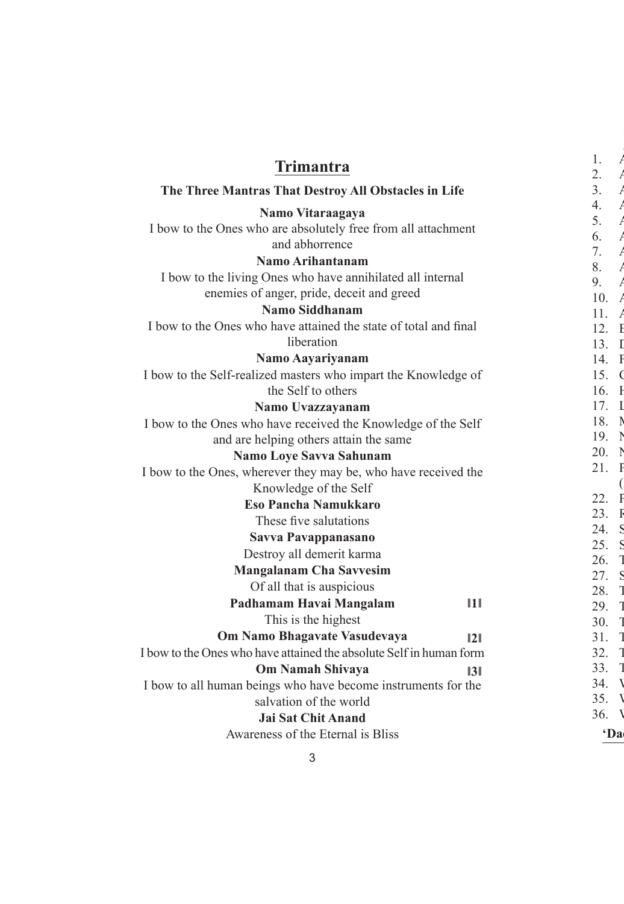# Trimantra

**The Three Mantras That Destroy All Obstacles in Life**

**Namo Vitaraagaya**
I bow to the Ones who are absolutely free from all attachment and abhorrence

**Namo Arihantanam**
I bow to the living Ones who have annihilated all internal enemies of anger, pride, deceit and greed

**Namo Siddhanam**
I bow to the Ones who have attained the state of total and final liberation

**Namo Aayariyanam**
I bow to the Self-realized masters who impart the Knowledge of the Self to others

**Namo Uvazzayanam**
I bow to the Ones who have received the Knowledge of the Self and are helping others attain the same

**Namo Loye Savva Sahunam**
I bow to the Ones, wherever they may be, who have received the Knowledge of the Self

**Eso Pancha Namukkaro**
These five salutations

**Savva Pavappanasano**
Destroy all demerit karma

**Mangalanam Cha Savvesim**
Of all that is auspicious

**Padhamam Havai Mangalam** ॥1॥
This is the highest

**Om Namo Bhagavate Vasudevaya** ॥2॥
I bow to the Ones who have attained the absolute Self in human form

**Om Namah Shivaya** ॥3॥
I bow to all human beings who have become instruments for the salvation of the world

**Jai Sat Chit Anand**
Awareness of the Eternal is Bliss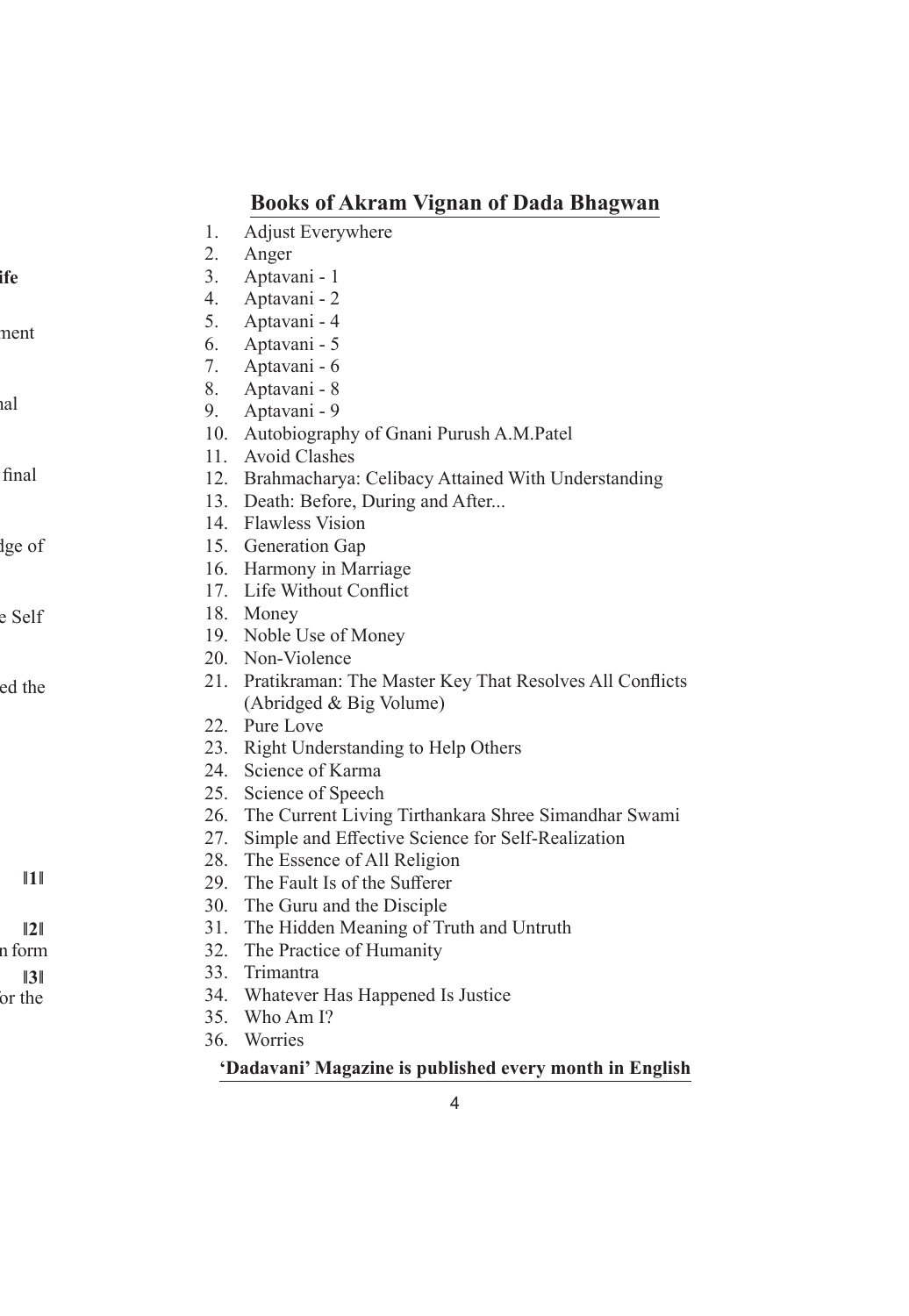## Books of Akram Vignan of Dada Bhagwan

1. Adjust Everywhere
2. Anger
3. Aptavani - 1
4. Aptavani - 2
5. Aptavani - 4
6. Aptavani - 5
7. Aptavani - 6
8. Aptavani - 8
9. Aptavani - 9
10. Autobiography of Gnani Purush A.M.Patel
11. Avoid Clashes
12. Brahmacharya: Celibacy Attained With Understanding
13. Death: Before, During and After...
14. Flawless Vision
15. Generation Gap
16. Harmony in Marriage
17. Life Without Conflict
18. Money
19. Noble Use of Money
20. Non-Violence
21. Pratikraman: The Master Key That Resolves All Conflicts (Abridged & Big Volume)
22. Pure Love
23. Right Understanding to Help Others
24. Science of Karma
25. Science of Speech
26. The Current Living Tirthankara Shree Simandhar Swami
27. Simple and Effective Science for Self-Realization
28. The Essence of All Religion
29. The Fault Is of the Sufferer
30. The Guru and the Disciple
31. The Hidden Meaning of Truth and Untruth
32. The Practice of Humanity
33. Trimantra
34. Whatever Has Happened Is Justice
35. Who Am I?
36. Worries

**'Dadavani' Magazine is published every month in English**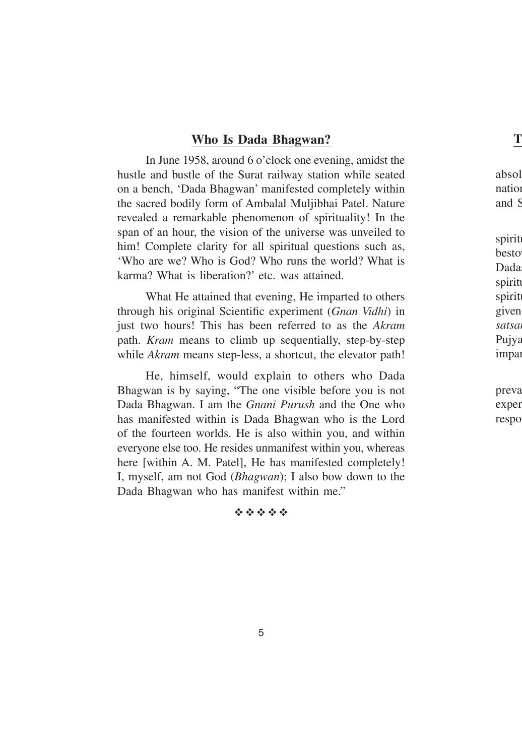## Who Is Dada Bhagwan?

In June 1958, around 6 o'clock one evening, amidst the hustle and bustle of the Surat railway station while seated on a bench, 'Dada Bhagwan' manifested completely within the sacred bodily form of Ambalal Muljibhai Patel. Nature revealed a remarkable phenomenon of spirituality! In the span of an hour, the vision of the universe was unveiled to him! Complete clarity for all spiritual questions such as, 'Who are we? Who is God? Who runs the world? What is karma? What is liberation?' etc. was attained.

What He attained that evening, He imparted to others through his original Scientific experiment (*Gnan Vidhi*) in just two hours! This has been referred to as the *Akram* path. *Kram* means to climb up sequentially, step-by-step while *Akram* means step-less, a shortcut, the elevator path!

He, himself, would explain to others who Dada Bhagwan is by saying, "The one visible before you is not Dada Bhagwan. I am the *Gnani Purush* and the One who has manifested within is Dada Bhagwan who is the Lord of the fourteen worlds. He is also within you, and within everyone else too. He resides unmanifest within you, whereas here [within A. M. Patel], He has manifested completely! I, myself, am not God (*Bhagwan*); I also bow down to the Dada Bhagwan who has manifest within me."

❖ ❖ ❖ ❖ ❖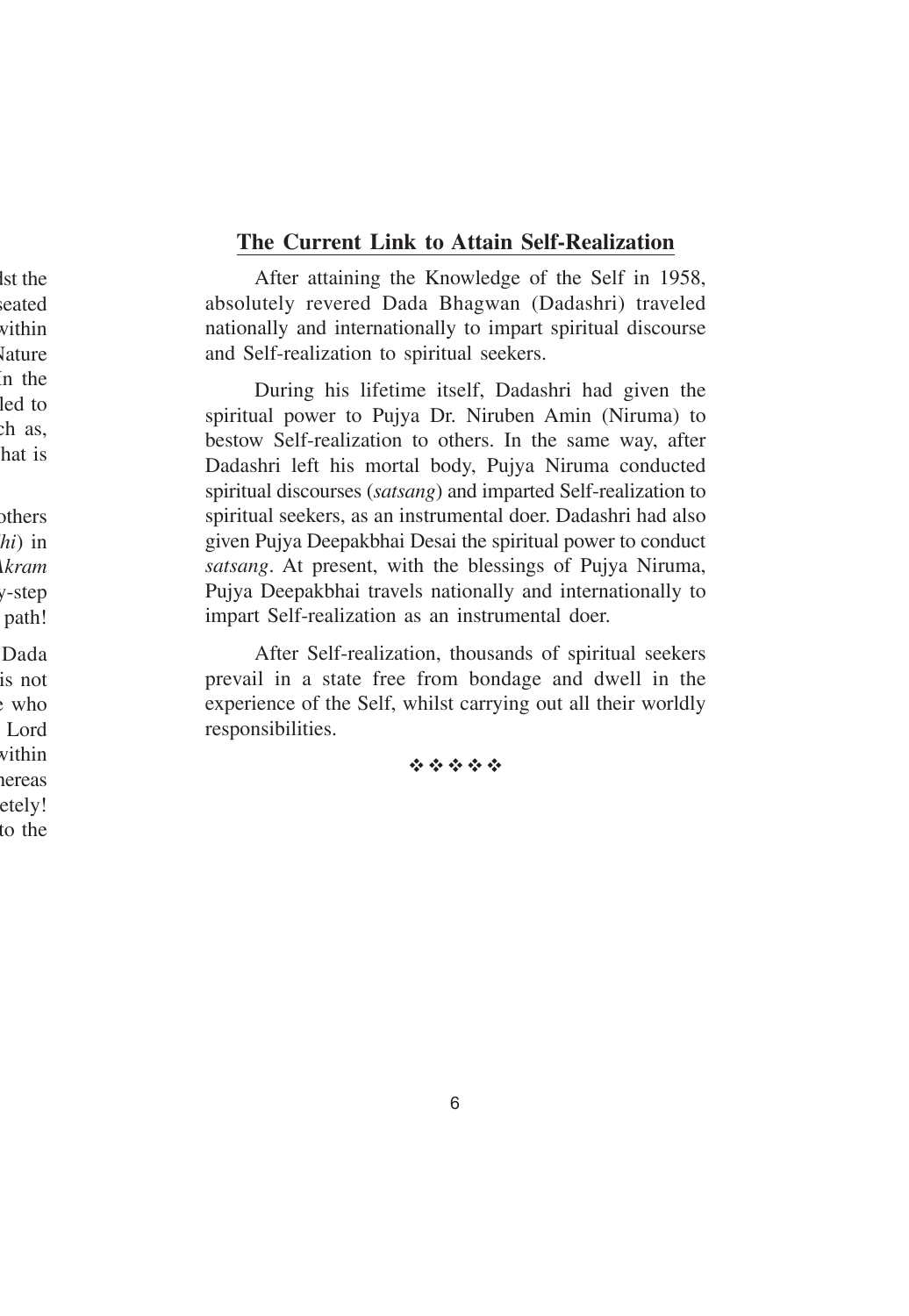## The Current Link to Attain Self-Realization

After attaining the Knowledge of the Self in 1958, absolutely revered Dada Bhagwan (Dadashri) traveled nationally and internationally to impart spiritual discourse and Self-realization to spiritual seekers.

During his lifetime itself, Dadashri had given the spiritual power to Pujya Dr. Niruben Amin (Niruma) to bestow Self-realization to others. In the same way, after Dadashri left his mortal body, Pujya Niruma conducted spiritual discourses (*satsang*) and imparted Self-realization to spiritual seekers, as an instrumental doer. Dadashri had also given Pujya Deepakbhai Desai the spiritual power to conduct *satsang*. At present, with the blessings of Pujya Niruma, Pujya Deepakbhai travels nationally and internationally to impart Self-realization as an instrumental doer.

After Self-realization, thousands of spiritual seekers prevail in a state free from bondage and dwell in the experience of the Self, whilst carrying out all their worldly responsibilities.

❖❖❖❖❖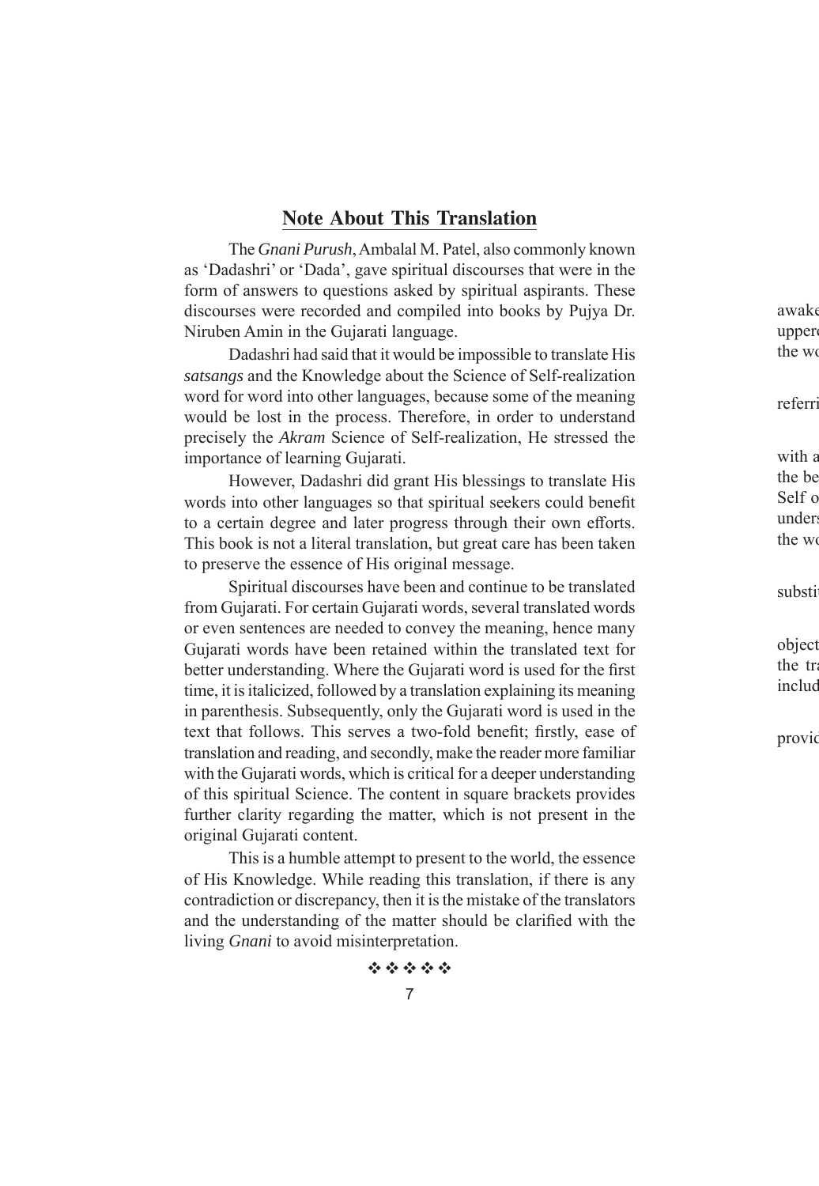## Note About This Translation

The *Gnani Purush*, Ambalal M. Patel, also commonly known as 'Dadashri' or 'Dada', gave spiritual discourses that were in the form of answers to questions asked by spiritual aspirants. These discourses were recorded and compiled into books by Pujya Dr. Niruben Amin in the Gujarati language.

Dadashri had said that it would be impossible to translate His *satsangs* and the Knowledge about the Science of Self-realization word for word into other languages, because some of the meaning would be lost in the process. Therefore, in order to understand precisely the *Akram* Science of Self-realization, He stressed the importance of learning Gujarati.

However, Dadashri did grant His blessings to translate His words into other languages so that spiritual seekers could benefit to a certain degree and later progress through their own efforts. This book is not a literal translation, but great care has been taken to preserve the essence of His original message.

Spiritual discourses have been and continue to be translated from Gujarati. For certain Gujarati words, several translated words or even sentences are needed to convey the meaning, hence many Gujarati words have been retained within the translated text for better understanding. Where the Gujarati word is used for the first time, it is italicized, followed by a translation explaining its meaning in parenthesis. Subsequently, only the Gujarati word is used in the text that follows. This serves a two-fold benefit; firstly, ease of translation and reading, and secondly, make the reader more familiar with the Gujarati words, which is critical for a deeper understanding of this spiritual Science. The content in square brackets provides further clarity regarding the matter, which is not present in the original Gujarati content.

This is a humble attempt to present to the world, the essence of His Knowledge. While reading this translation, if there is any contradiction or discrepancy, then it is the mistake of the translators and the understanding of the matter should be clarified with the living *Gnani* to avoid misinterpretation.

❖ ❖ ❖ ❖ ❖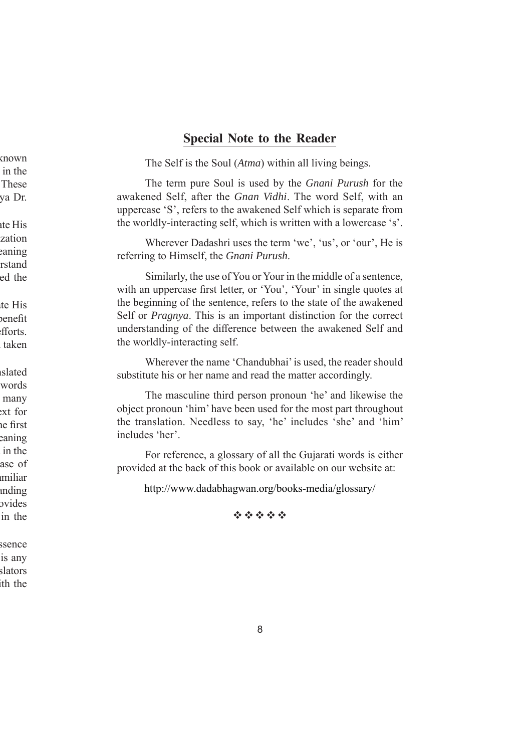## Special Note to the Reader

The Self is the Soul (*Atma*) within all living beings.

The term pure Soul is used by the *Gnani Purush* for the awakened Self, after the *Gnan Vidhi*. The word Self, with an uppercase 'S', refers to the awakened Self which is separate from the worldly-interacting self, which is written with a lowercase 's'.

Wherever Dadashri uses the term 'we', 'us', or 'our', He is referring to Himself, the *Gnani Purush*.

Similarly, the use of You or Your in the middle of a sentence, with an uppercase first letter, or 'You', 'Your' in single quotes at the beginning of the sentence, refers to the state of the awakened Self or *Pragnya*. This is an important distinction for the correct understanding of the difference between the awakened Self and the worldly-interacting self.

Wherever the name 'Chandubhai' is used, the reader should substitute his or her name and read the matter accordingly.

The masculine third person pronoun 'he' and likewise the object pronoun 'him' have been used for the most part throughout the translation. Needless to say, 'he' includes 'she' and 'him' includes 'her'.

For reference, a glossary of all the Gujarati words is either provided at the back of this book or available on our website at:

http://www.dadabhagwan.org/books-media/glossary/

❖ ❖ ❖ ❖ ❖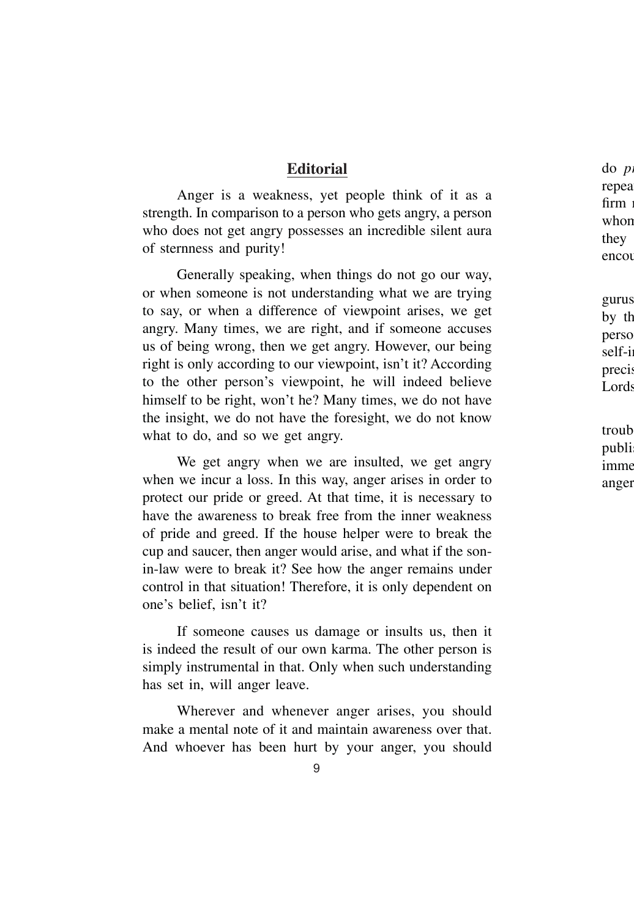## Editorial

Anger is a weakness, yet people think of it as a strength. In comparison to a person who gets angry, a person who does not get angry possesses an incredible silent aura of sternness and purity!

Generally speaking, when things do not go our way, or when someone is not understanding what we are trying to say, or when a difference of viewpoint arises, we get angry. Many times, we are right, and if someone accuses us of being wrong, then we get angry. However, our being right is only according to our viewpoint, isn't it? According to the other person's viewpoint, he will indeed believe himself to be right, won't he? Many times, we do not have the insight, we do not have the foresight, we do not know what to do, and so we get angry.

We get angry when we are insulted, we get angry when we incur a loss. In this way, anger arises in order to protect our pride or greed. At that time, it is necessary to have the awareness to break free from the inner weakness of pride and greed. If the house helper were to break the cup and saucer, then anger would arise, and what if the son-in-law were to break it? See how the anger remains under control in that situation! Therefore, it is only dependent on one's belief, isn't it?

If someone causes us damage or insults us, then it is indeed the result of our own karma. The other person is simply instrumental in that. Only when such understanding has set in, will anger leave.

Wherever and whenever anger arises, you should make a mental note of it and maintain awareness over that. And whoever has been hurt by your anger, you should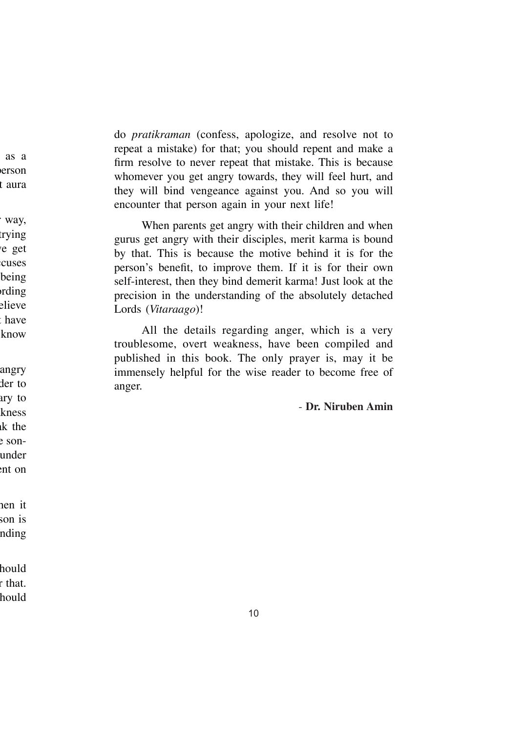do *pratikraman* (confess, apologize, and resolve not to repeat a mistake) for that; you should repent and make a firm resolve to never repeat that mistake. This is because whomever you get angry towards, they will feel hurt, and they will bind vengeance against you. And so you will encounter that person again in your next life!

When parents get angry with their children and when gurus get angry with their disciples, merit karma is bound by that. This is because the motive behind it is for the person's benefit, to improve them. If it is for their own self-interest, then they bind demerit karma! Just look at the precision in the understanding of the absolutely detached Lords (*Vitaraago*)!

All the details regarding anger, which is a very troublesome, overt weakness, have been compiled and published in this book. The only prayer is, may it be immensely helpful for the wise reader to become free of anger.

- **Dr. Niruben Amin**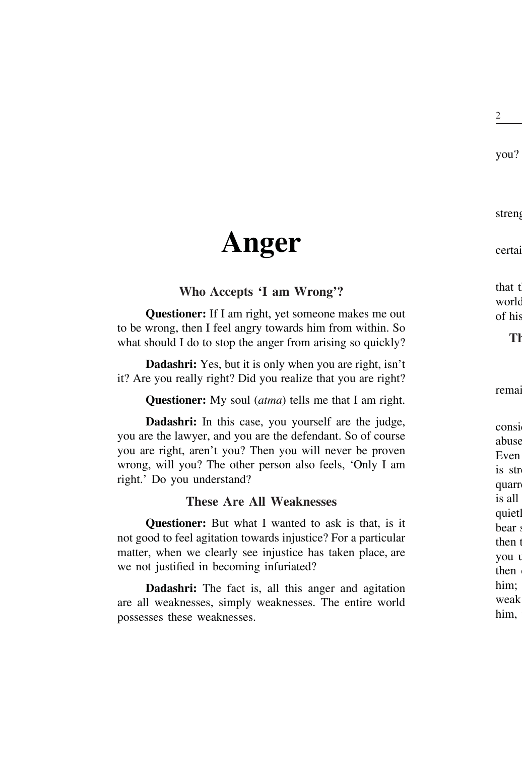# Anger

### Who Accepts 'I am Wrong'?

**Questioner:** If I am right, yet someone makes me out to be wrong, then I feel angry towards him from within. So what should I do to stop the anger from arising so quickly?

**Dadashri:** Yes, but it is only when you are right, isn't it? Are you really right? Did you realize that you are right?

**Questioner:** My soul (*atma*) tells me that I am right.

**Dadashri:** In this case, you yourself are the judge, you are the lawyer, and you are the defendant. So of course you are right, aren't you? Then you will never be proven wrong, will you? The other person also feels, 'Only I am right.' Do you understand?

### These Are All Weaknesses

**Questioner:** But what I wanted to ask is that, is it not good to feel agitation towards injustice? For a particular matter, when we clearly see injustice has taken place, are we not justified in becoming infuriated?

**Dadashri:** The fact is, all this anger and agitation are all weaknesses, simply weaknesses. The entire world possesses these weaknesses.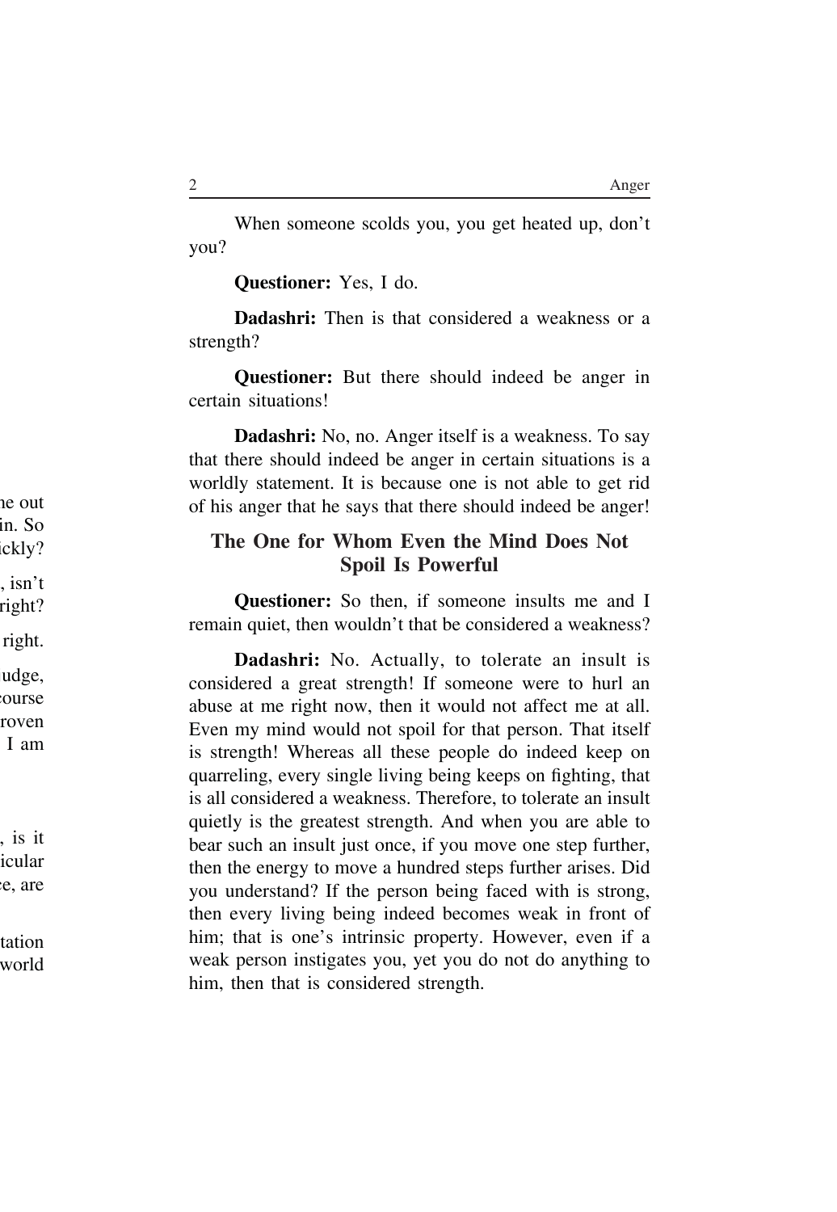When someone scolds you, you get heated up, don't you?

**Questioner:** Yes, I do.

**Dadashri:** Then is that considered a weakness or a strength?

**Questioner:** But there should indeed be anger in certain situations!

**Dadashri:** No, no. Anger itself is a weakness. To say that there should indeed be anger in certain situations is a worldly statement. It is because one is not able to get rid of his anger that he says that there should indeed be anger!

## The One for Whom Even the Mind Does Not Spoil Is Powerful

**Questioner:** So then, if someone insults me and I remain quiet, then wouldn't that be considered a weakness?

**Dadashri:** No. Actually, to tolerate an insult is considered a great strength! If someone were to hurl an abuse at me right now, then it would not affect me at all. Even my mind would not spoil for that person. That itself is strength! Whereas all these people do indeed keep on quarreling, every single living being keeps on fighting, that is all considered a weakness. Therefore, to tolerate an insult quietly is the greatest strength. And when you are able to bear such an insult just once, if you move one step further, then the energy to move a hundred steps further arises. Did you understand? If the person being faced with is strong, then every living being indeed becomes weak in front of him; that is one's intrinsic property. However, even if a weak person instigates you, yet you do not do anything to him, then that is considered strength.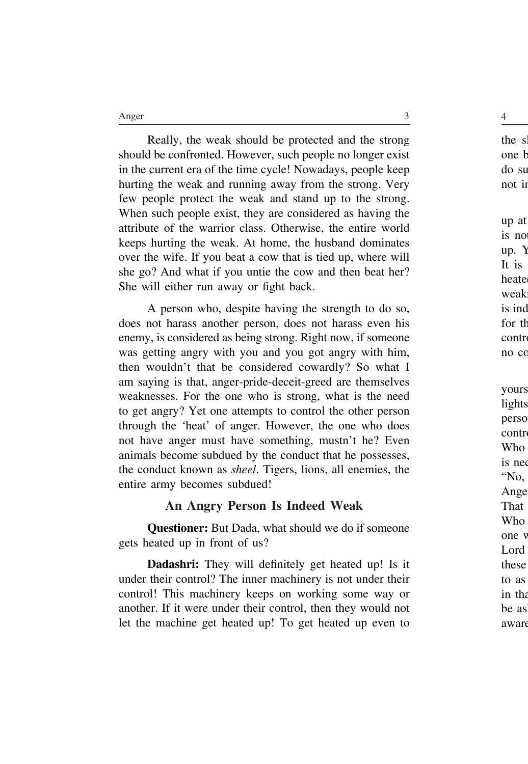Really, the weak should be protected and the strong should be confronted. However, such people no longer exist in the current era of the time cycle! Nowadays, people keep hurting the weak and running away from the strong. Very few people protect the weak and stand up to the strong. When such people exist, they are considered as having the attribute of the warrior class. Otherwise, the entire world keeps hurting the weak. At home, the husband dominates over the wife. If you beat a cow that is tied up, where will she go? And what if you untie the cow and then beat her? She will either run away or fight back.

A person who, despite having the strength to do so, does not harass another person, does not harass even his enemy, is considered as being strong. Right now, if someone was getting angry with you and you got angry with him, then wouldn't that be considered cowardly? So what I am saying is that, anger-pride-deceit-greed are themselves weaknesses. For the one who is strong, what is the need to get angry? Yet one attempts to control the other person through the 'heat' of anger. However, the one who does not have anger must have something, mustn't he? Even animals become subdued by the conduct that he possesses, the conduct known as *sheel*. Tigers, lions, all enemies, the entire army becomes subdued!

### An Angry Person Is Indeed Weak

**Questioner:** But Dada, what should we do if someone gets heated up in front of us?

**Dadashri:** They will definitely get heated up! Is it under their control? The inner machinery is not under their control! This machinery keeps on working some way or another. If it were under their control, then they would not let the machine get heated up! To get heated up even to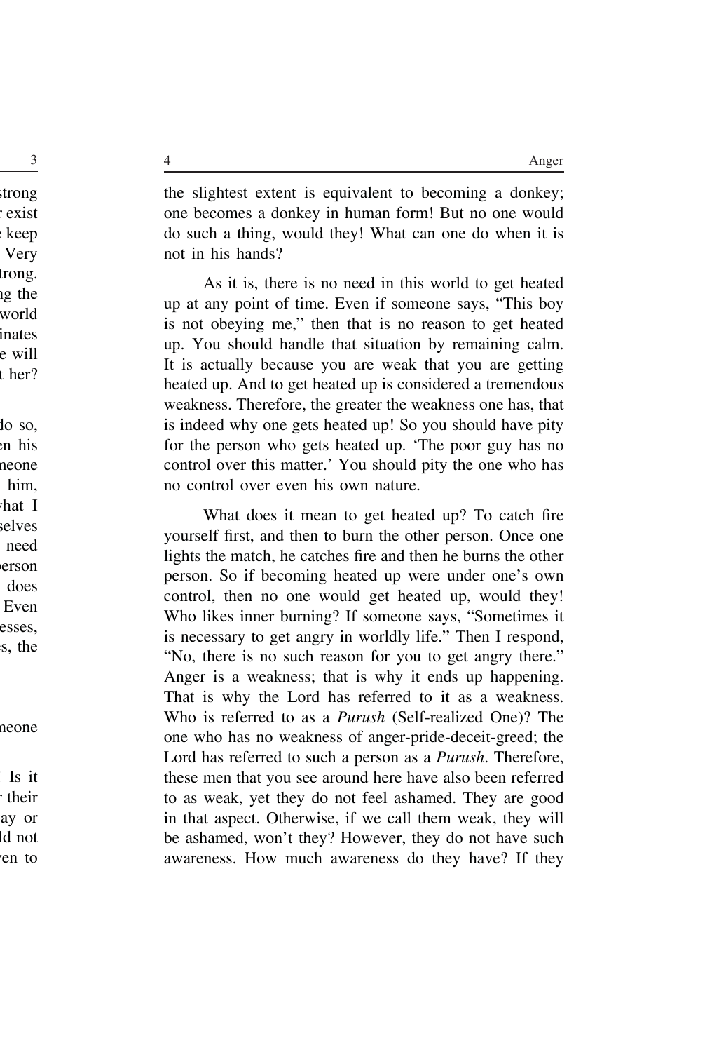the slightest extent is equivalent to becoming a donkey; one becomes a donkey in human form! But no one would do such a thing, would they! What can one do when it is not in his hands?

As it is, there is no need in this world to get heated up at any point of time. Even if someone says, "This boy is not obeying me," then that is no reason to get heated up. You should handle that situation by remaining calm. It is actually because you are weak that you are getting heated up. And to get heated up is considered a tremendous weakness. Therefore, the greater the weakness one has, that is indeed why one gets heated up! So you should have pity for the person who gets heated up. 'The poor guy has no control over this matter.' You should pity the one who has no control over even his own nature.

What does it mean to get heated up? To catch fire yourself first, and then to burn the other person. Once one lights the match, he catches fire and then he burns the other person. So if becoming heated up were under one's own control, then no one would get heated up, would they! Who likes inner burning? If someone says, "Sometimes it is necessary to get angry in worldly life." Then I respond, "No, there is no such reason for you to get angry there." Anger is a weakness; that is why it ends up happening. That is why the Lord has referred to it as a weakness. Who is referred to as a *Purush* (Self-realized One)? The one who has no weakness of anger-pride-deceit-greed; the Lord has referred to such a person as a *Purush*. Therefore, these men that you see around here have also been referred to as weak, yet they do not feel ashamed. They are good in that aspect. Otherwise, if we call them weak, they will be ashamed, won't they? However, they do not have such awareness. How much awareness do they have? If they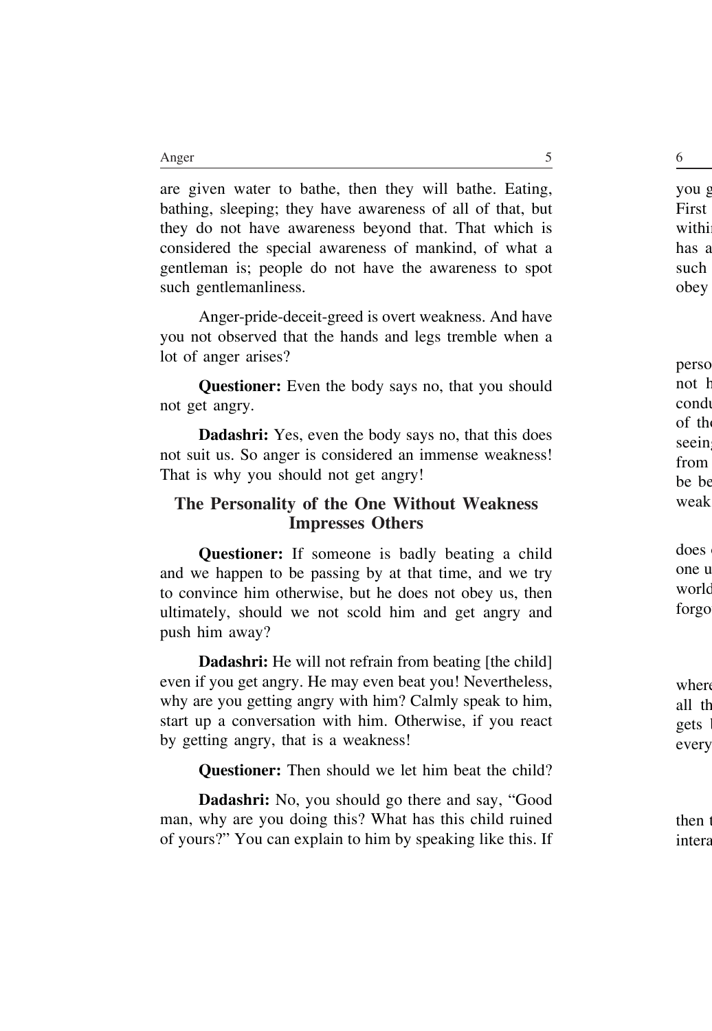are given water to bathe, then they will bathe. Eating, bathing, sleeping; they have awareness of all of that, but they do not have awareness beyond that. That which is considered the special awareness of mankind, of what a gentleman is; people do not have the awareness to spot such gentlemanliness.

Anger-pride-deceit-greed is overt weakness. And have you not observed that the hands and legs tremble when a lot of anger arises?

**Questioner:** Even the body says no, that you should not get angry.

**Dadashri:** Yes, even the body says no, that this does not suit us. So anger is considered an immense weakness! That is why you should not get angry!

## The Personality of the One Without Weakness Impresses Others

**Questioner:** If someone is badly beating a child and we happen to be passing by at that time, and we try to convince him otherwise, but he does not obey us, then ultimately, should we not scold him and get angry and push him away?

**Dadashri:** He will not refrain from beating [the child] even if you get angry. He may even beat you! Nevertheless, why are you getting angry with him? Calmly speak to him, start up a conversation with him. Otherwise, if you react by getting angry, that is a weakness!

**Questioner:** Then should we let him beat the child?

**Dadashri:** No, you should go there and say, "Good man, why are you doing this? What has this child ruined of yours?" You can explain to him by speaking like this. If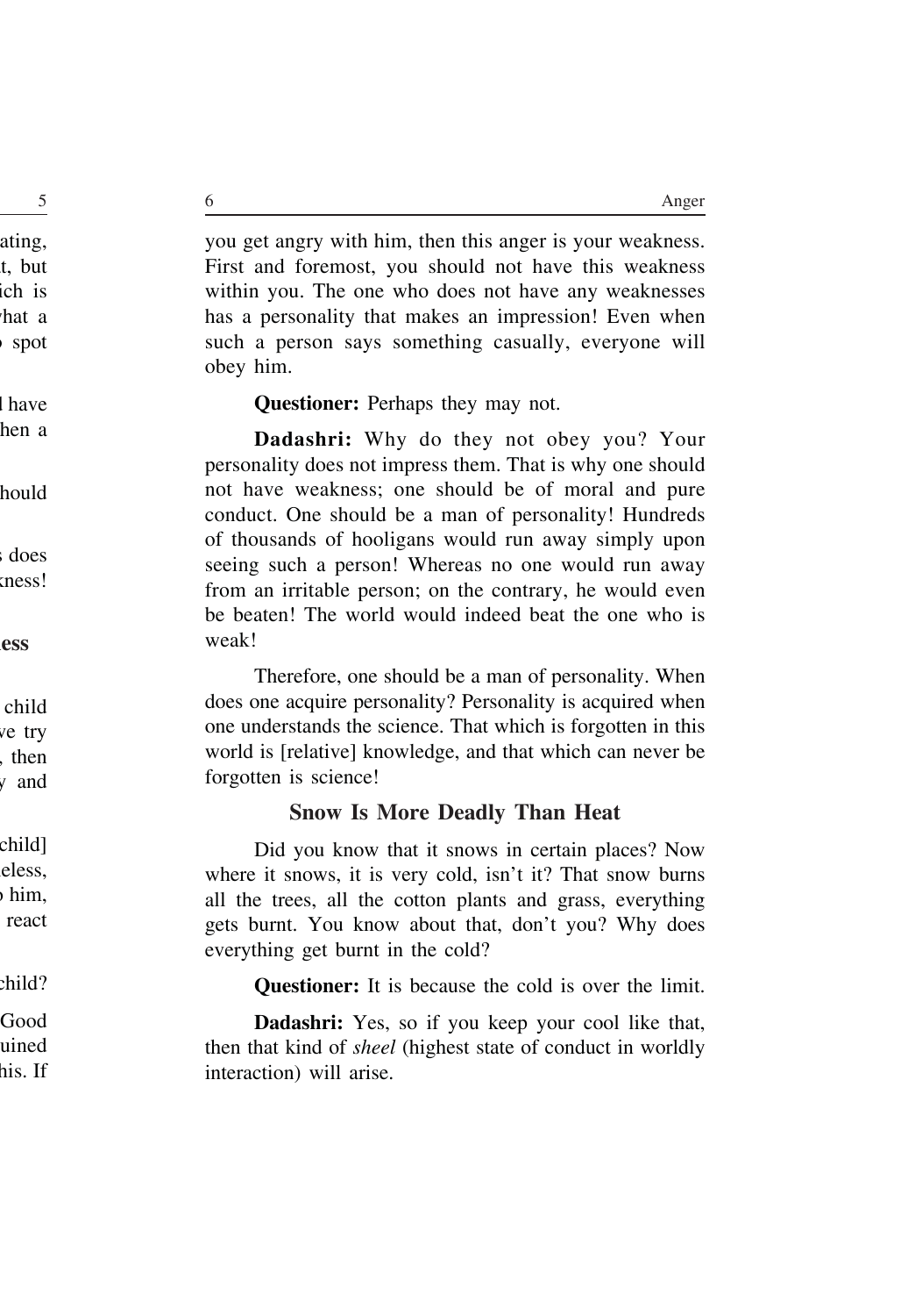you get angry with him, then this anger is your weakness. First and foremost, you should not have this weakness within you. The one who does not have any weaknesses has a personality that makes an impression! Even when such a person says something casually, everyone will obey him.

**Questioner:** Perhaps they may not.

**Dadashri:** Why do they not obey you? Your personality does not impress them. That is why one should not have weakness; one should be of moral and pure conduct. One should be a man of personality! Hundreds of thousands of hooligans would run away simply upon seeing such a person! Whereas no one would run away from an irritable person; on the contrary, he would even be beaten! The world would indeed beat the one who is weak!

Therefore, one should be a man of personality. When does one acquire personality? Personality is acquired when one understands the science. That which is forgotten in this world is [relative] knowledge, and that which can never be forgotten is science!

## Snow Is More Deadly Than Heat

Did you know that it snows in certain places? Now where it snows, it is very cold, isn't it? That snow burns all the trees, all the cotton plants and grass, everything gets burnt. You know about that, don't you? Why does everything get burnt in the cold?

**Questioner:** It is because the cold is over the limit.

**Dadashri:** Yes, so if you keep your cool like that, then that kind of *sheel* (highest state of conduct in worldly interaction) will arise.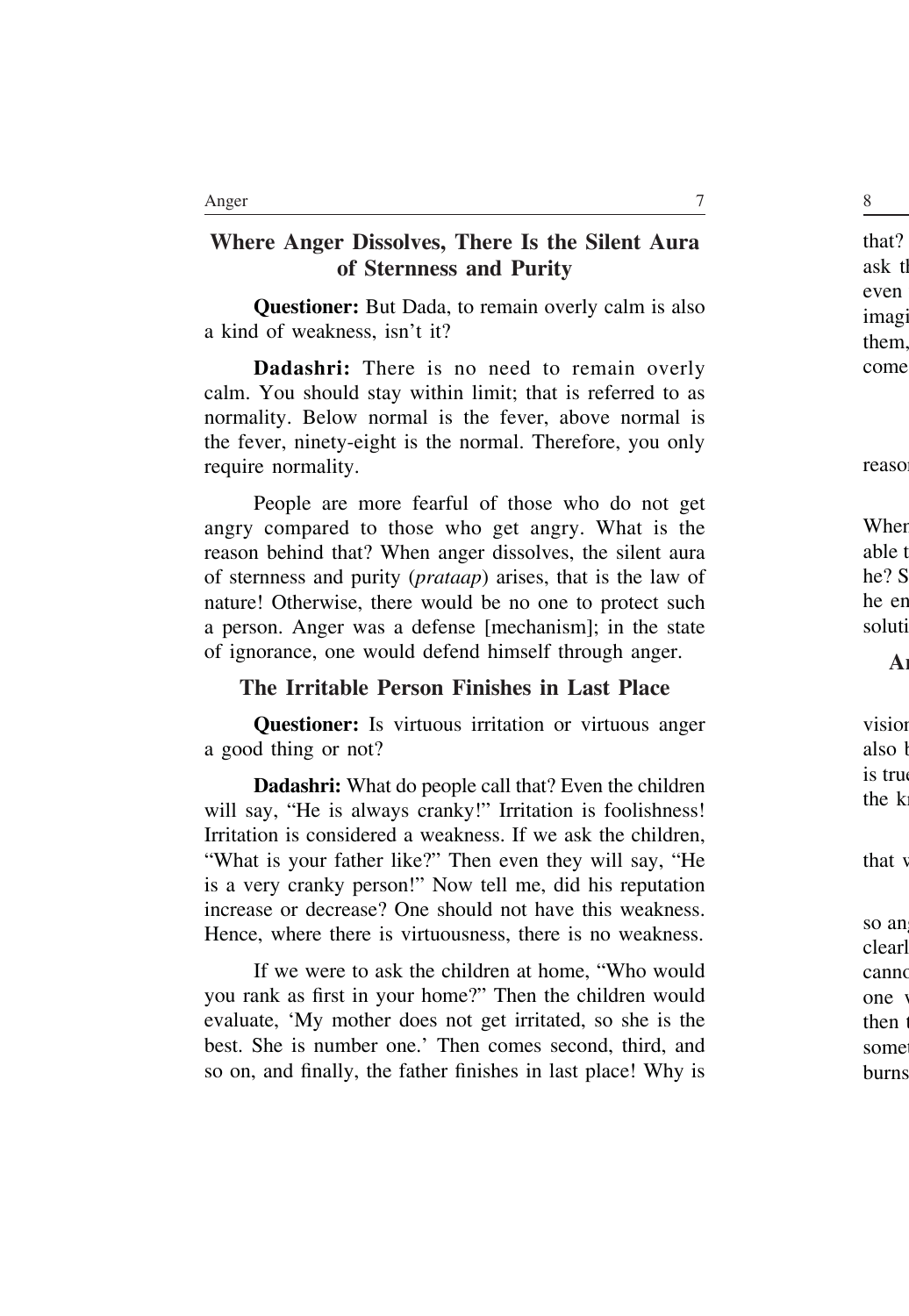## Where Anger Dissolves, There Is the Silent Aura of Sternness and Purity

**Questioner:** But Dada, to remain overly calm is also a kind of weakness, isn't it?

**Dadashri:** There is no need to remain overly calm. You should stay within limit; that is referred to as normality. Below normal is the fever, above normal is the fever, ninety-eight is the normal. Therefore, you only require normality.

People are more fearful of those who do not get angry compared to those who get angry. What is the reason behind that? When anger dissolves, the silent aura of sternness and purity (*prataap*) arises, that is the law of nature! Otherwise, there would be no one to protect such a person. Anger was a defense [mechanism]; in the state of ignorance, one would defend himself through anger.

## The Irritable Person Finishes in Last Place

**Questioner:** Is virtuous irritation or virtuous anger a good thing or not?

**Dadashri:** What do people call that? Even the children will say, "He is always cranky!" Irritation is foolishness! Irritation is considered a weakness. If we ask the children, "What is your father like?" Then even they will say, "He is a very cranky person!" Now tell me, did his reputation increase or decrease? One should not have this weakness. Hence, where there is virtuousness, there is no weakness.

If we were to ask the children at home, "Who would you rank as first in your home?" Then the children would evaluate, 'My mother does not get irritated, so she is the best. She is number one.' Then comes second, third, and so on, and finally, the father finishes in last place! Why is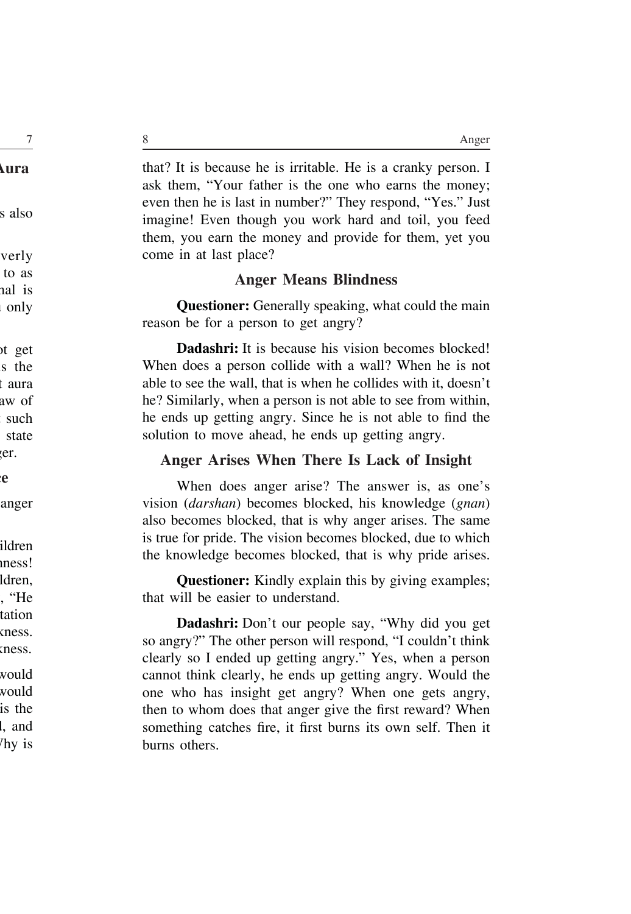that? It is because he is irritable. He is a cranky person. I ask them, "Your father is the one who earns the money; even then he is last in number?" They respond, "Yes." Just imagine! Even though you work hard and toil, you feed them, you earn the money and provide for them, yet you come in at last place?

## Anger Means Blindness

**Questioner:** Generally speaking, what could the main reason be for a person to get angry?

**Dadashri:** It is because his vision becomes blocked! When does a person collide with a wall? When he is not able to see the wall, that is when he collides with it, doesn't he? Similarly, when a person is not able to see from within, he ends up getting angry. Since he is not able to find the solution to move ahead, he ends up getting angry.

## Anger Arises When There Is Lack of Insight

When does anger arise? The answer is, as one's vision (*darshan*) becomes blocked, his knowledge (*gnan*) also becomes blocked, that is why anger arises. The same is true for pride. The vision becomes blocked, due to which the knowledge becomes blocked, that is why pride arises.

**Questioner:** Kindly explain this by giving examples; that will be easier to understand.

**Dadashri:** Don't our people say, "Why did you get so angry?" The other person will respond, "I couldn't think clearly so I ended up getting angry." Yes, when a person cannot think clearly, he ends up getting angry. Would the one who has insight get angry? When one gets angry, then to whom does that anger give the first reward? When something catches fire, it first burns its own self. Then it burns others.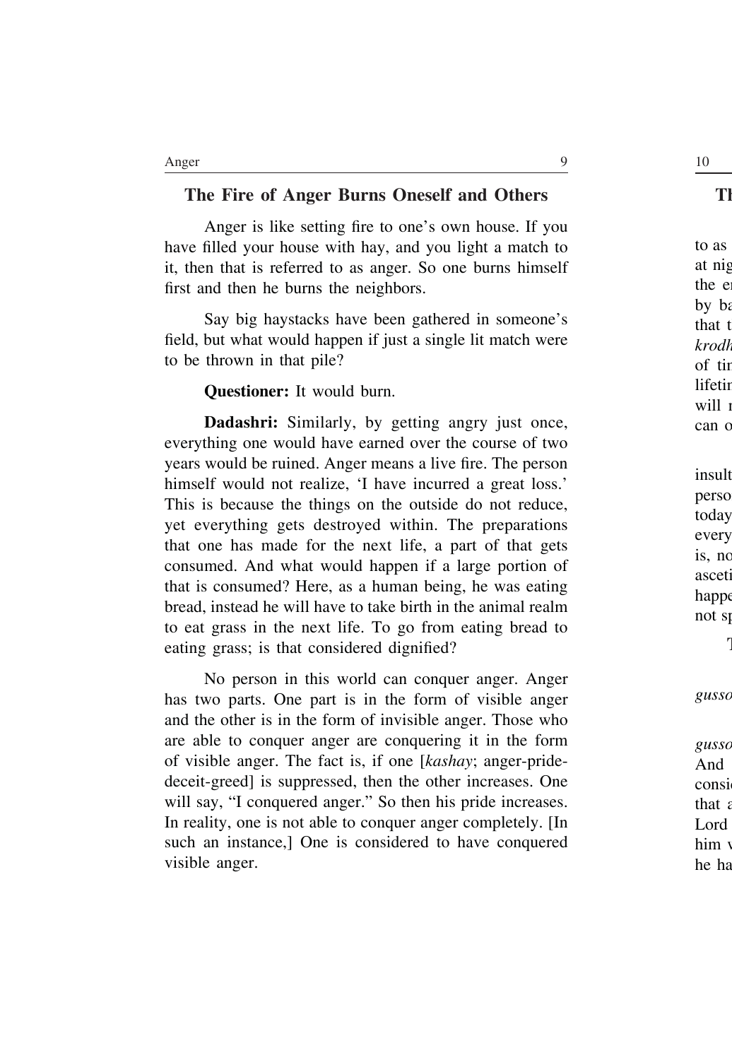## The Fire of Anger Burns Oneself and Others

Anger is like setting fire to one's own house. If you have filled your house with hay, and you light a match to it, then that is referred to as anger. So one burns himself first and then he burns the neighbors.

Say big haystacks have been gathered in someone's field, but what would happen if just a single lit match were to be thrown in that pile?

**Questioner:** It would burn.

**Dadashri:** Similarly, by getting angry just once, everything one would have earned over the course of two years would be ruined. Anger means a live fire. The person himself would not realize, 'I have incurred a great loss.' This is because the things on the outside do not reduce, yet everything gets destroyed within. The preparations that one has made for the next life, a part of that gets consumed. And what would happen if a large portion of that is consumed? Here, as a human being, he was eating bread, instead he will have to take birth in the animal realm to eat grass in the next life. To go from eating bread to eating grass; is that considered dignified?

No person in this world can conquer anger. Anger has two parts. One part is in the form of visible anger and the other is in the form of invisible anger. Those who are able to conquer anger are conquering it in the form of visible anger. The fact is, if one [*kashay*; anger-pride-deceit-greed] is suppressed, then the other increases. One will say, "I conquered anger." So then his pride increases. In reality, one is not able to conquer anger completely. [In such an instance,] One is considered to have conquered visible anger.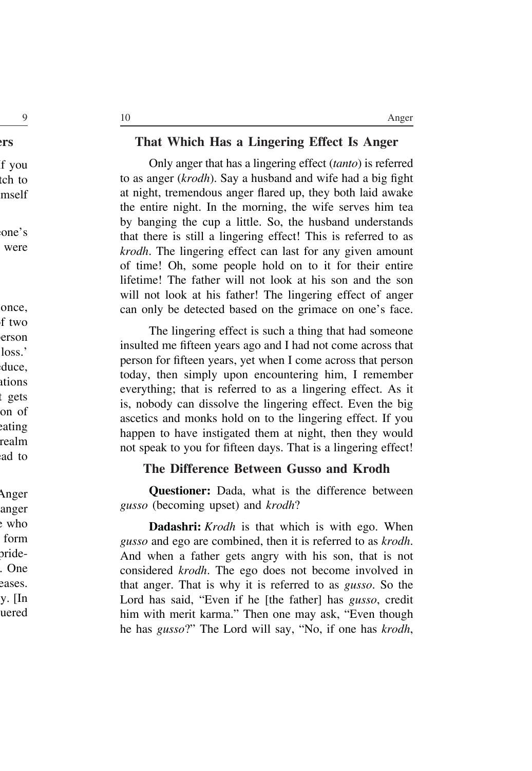## That Which Has a Lingering Effect Is Anger

Only anger that has a lingering effect (*tanto*) is referred to as anger (*krodh*). Say a husband and wife had a big fight at night, tremendous anger flared up, they both laid awake the entire night. In the morning, the wife serves him tea by banging the cup a little. So, the husband understands that there is still a lingering effect! This is referred to as *krodh*. The lingering effect can last for any given amount of time! Oh, some people hold on to it for their entire lifetime! The father will not look at his son and the son will not look at his father! The lingering effect of anger can only be detected based on the grimace on one's face.

The lingering effect is such a thing that had someone insulted me fifteen years ago and I had not come across that person for fifteen years, yet when I come across that person today, then simply upon encountering him, I remember everything; that is referred to as a lingering effect. As it is, nobody can dissolve the lingering effect. Even the big ascetics and monks hold on to the lingering effect. If you happen to have instigated them at night, then they would not speak to you for fifteen days. That is a lingering effect!

## The Difference Between Gusso and Krodh

**Questioner:** Dada, what is the difference between *gusso* (becoming upset) and *krodh*?

**Dadashri:** *Krodh* is that which is with ego. When *gusso* and ego are combined, then it is referred to as *krodh*. And when a father gets angry with his son, that is not considered *krodh*. The ego does not become involved in that anger. That is why it is referred to as *gusso*. So the Lord has said, "Even if he [the father] has *gusso*, credit him with merit karma." Then one may ask, "Even though he has *gusso*?" The Lord will say, "No, if one has *krodh*,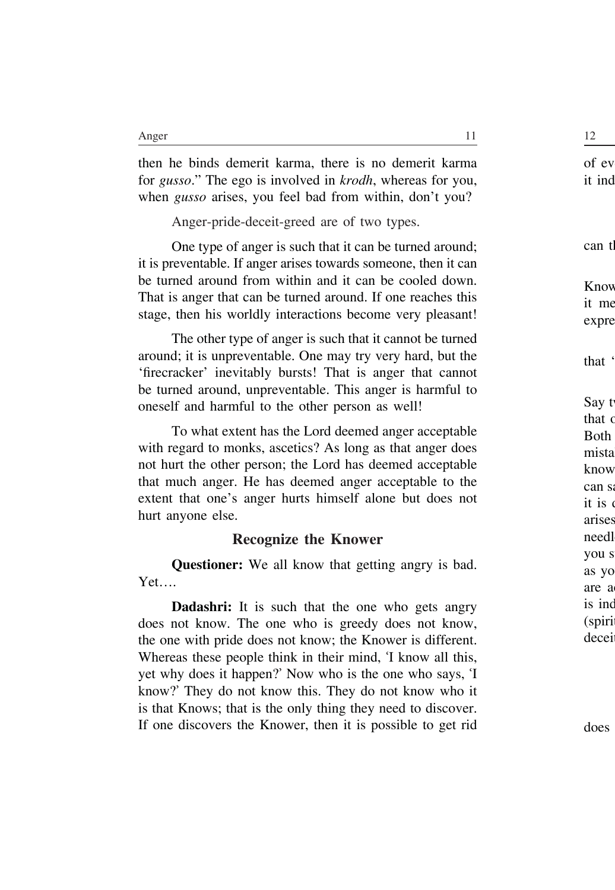then he binds demerit karma, there is no demerit karma for *gusso*." The ego is involved in *krodh*, whereas for you, when *gusso* arises, you feel bad from within, don't you?

Anger-pride-deceit-greed are of two types.

One type of anger is such that it can be turned around; it is preventable. If anger arises towards someone, then it can be turned around from within and it can be cooled down. That is anger that can be turned around. If one reaches this stage, then his worldly interactions become very pleasant!

The other type of anger is such that it cannot be turned around; it is unpreventable. One may try very hard, but the 'firecracker' inevitably bursts! That is anger that cannot be turned around, unpreventable. This anger is harmful to oneself and harmful to the other person as well!

To what extent has the Lord deemed anger acceptable with regard to monks, ascetics? As long as that anger does not hurt the other person; the Lord has deemed acceptable that much anger. He has deemed anger acceptable to the extent that one's anger hurts himself alone but does not hurt anyone else.

## Recognize the Knower

**Questioner:** We all know that getting angry is bad. Yet….

**Dadashri:** It is such that the one who gets angry does not know. The one who is greedy does not know, the one with pride does not know; the Knower is different. Whereas these people think in their mind, 'I know all this, yet why does it happen?' Now who is the one who says, 'I know?' They do not know this. They do not know who it is that Knows; that is the only thing they need to discover. If one discovers the Knower, then it is possible to get rid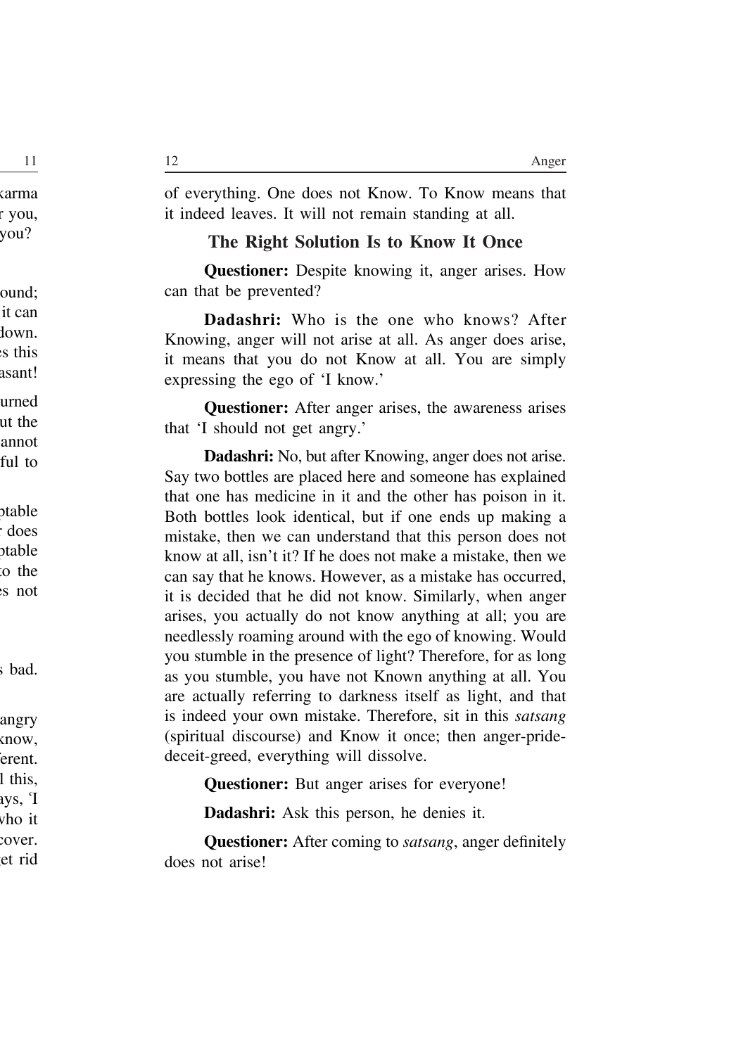of everything. One does not Know. To Know means that it indeed leaves. It will not remain standing at all.

## The Right Solution Is to Know It Once

**Questioner:** Despite knowing it, anger arises. How can that be prevented?

**Dadashri:** Who is the one who knows? After Knowing, anger will not arise at all. As anger does arise, it means that you do not Know at all. You are simply expressing the ego of 'I know.'

**Questioner:** After anger arises, the awareness arises that 'I should not get angry.'

**Dadashri:** No, but after Knowing, anger does not arise. Say two bottles are placed here and someone has explained that one has medicine in it and the other has poison in it. Both bottles look identical, but if one ends up making a mistake, then we can understand that this person does not know at all, isn't it? If he does not make a mistake, then we can say that he knows. However, as a mistake has occurred, it is decided that he did not know. Similarly, when anger arises, you actually do not know anything at all; you are needlessly roaming around with the ego of knowing. Would you stumble in the presence of light? Therefore, for as long as you stumble, you have not Known anything at all. You are actually referring to darkness itself as light, and that is indeed your own mistake. Therefore, sit in this *satsang* (spiritual discourse) and Know it once; then anger-pride-deceit-greed, everything will dissolve.

**Questioner:** But anger arises for everyone!

**Dadashri:** Ask this person, he denies it.

**Questioner:** After coming to *satsang*, anger definitely does not arise!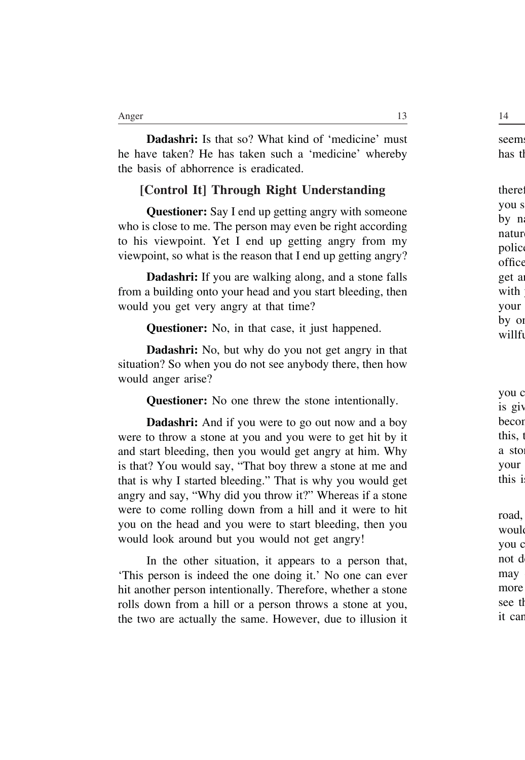**Dadashri:** Is that so? What kind of 'medicine' must he have taken? He has taken such a 'medicine' whereby the basis of abhorrence is eradicated.

## [Control It] Through Right Understanding

**Questioner:** Say I end up getting angry with someone who is close to me. The person may even be right according to his viewpoint. Yet I end up getting angry from my viewpoint, so what is the reason that I end up getting angry?

**Dadashri:** If you are walking along, and a stone falls from a building onto your head and you start bleeding, then would you get very angry at that time?

**Questioner:** No, in that case, it just happened.

**Dadashri:** No, but why do you not get angry in that situation? So when you do not see anybody there, then how would anger arise?

**Questioner:** No one threw the stone intentionally.

**Dadashri:** And if you were to go out now and a boy were to throw a stone at you and you were to get hit by it and start bleeding, then you would get angry at him. Why is that? You would say, "That boy threw a stone at me and that is why I started bleeding." That is why you would get angry and say, "Why did you throw it?" Whereas if a stone were to come rolling down from a hill and it were to hit you on the head and you were to start bleeding, then you would look around but you would not get angry!

In the other situation, it appears to a person that, 'This person is indeed the one doing it.' No one can ever hit another person intentionally. Therefore, whether a stone rolls down from a hill or a person throws a stone at you, the two are actually the same. However, due to illusion it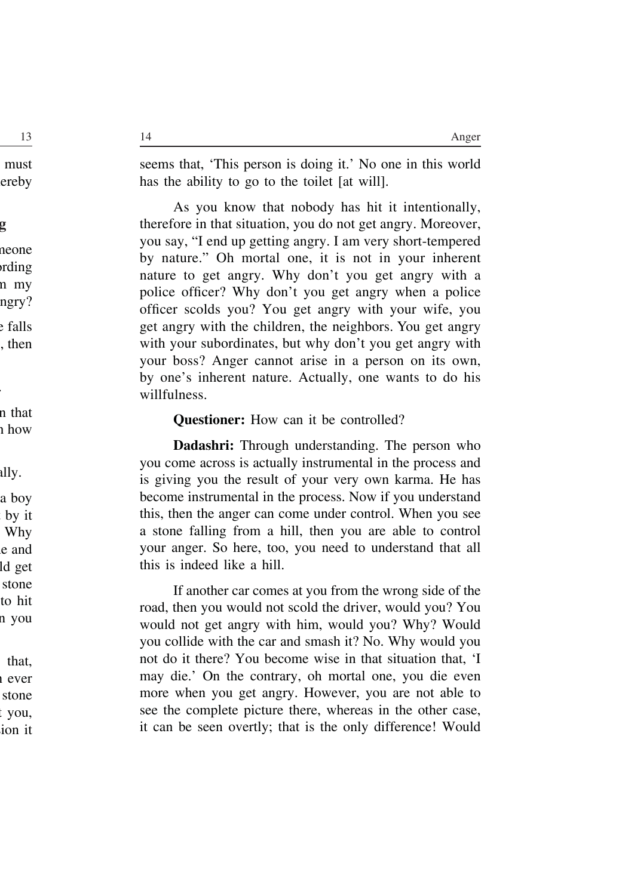seems that, 'This person is doing it.' No one in this world has the ability to go to the toilet [at will].

As you know that nobody has hit it intentionally, therefore in that situation, you do not get angry. Moreover, you say, "I end up getting angry. I am very short-tempered by nature." Oh mortal one, it is not in your inherent nature to get angry. Why don't you get angry with a police officer? Why don't you get angry when a police officer scolds you? You get angry with your wife, you get angry with the children, the neighbors. You get angry with your subordinates, but why don't you get angry with your boss? Anger cannot arise in a person on its own, by one's inherent nature. Actually, one wants to do his willfulness.

**Questioner:** How can it be controlled?

**Dadashri:** Through understanding. The person who you come across is actually instrumental in the process and is giving you the result of your very own karma. He has become instrumental in the process. Now if you understand this, then the anger can come under control. When you see a stone falling from a hill, then you are able to control your anger. So here, too, you need to understand that all this is indeed like a hill.

If another car comes at you from the wrong side of the road, then you would not scold the driver, would you? You would not get angry with him, would you? Why? Would you collide with the car and smash it? No. Why would you not do it there? You become wise in that situation that, 'I may die.' On the contrary, oh mortal one, you die even more when you get angry. However, you are not able to see the complete picture there, whereas in the other case, it can be seen overtly; that is the only difference! Would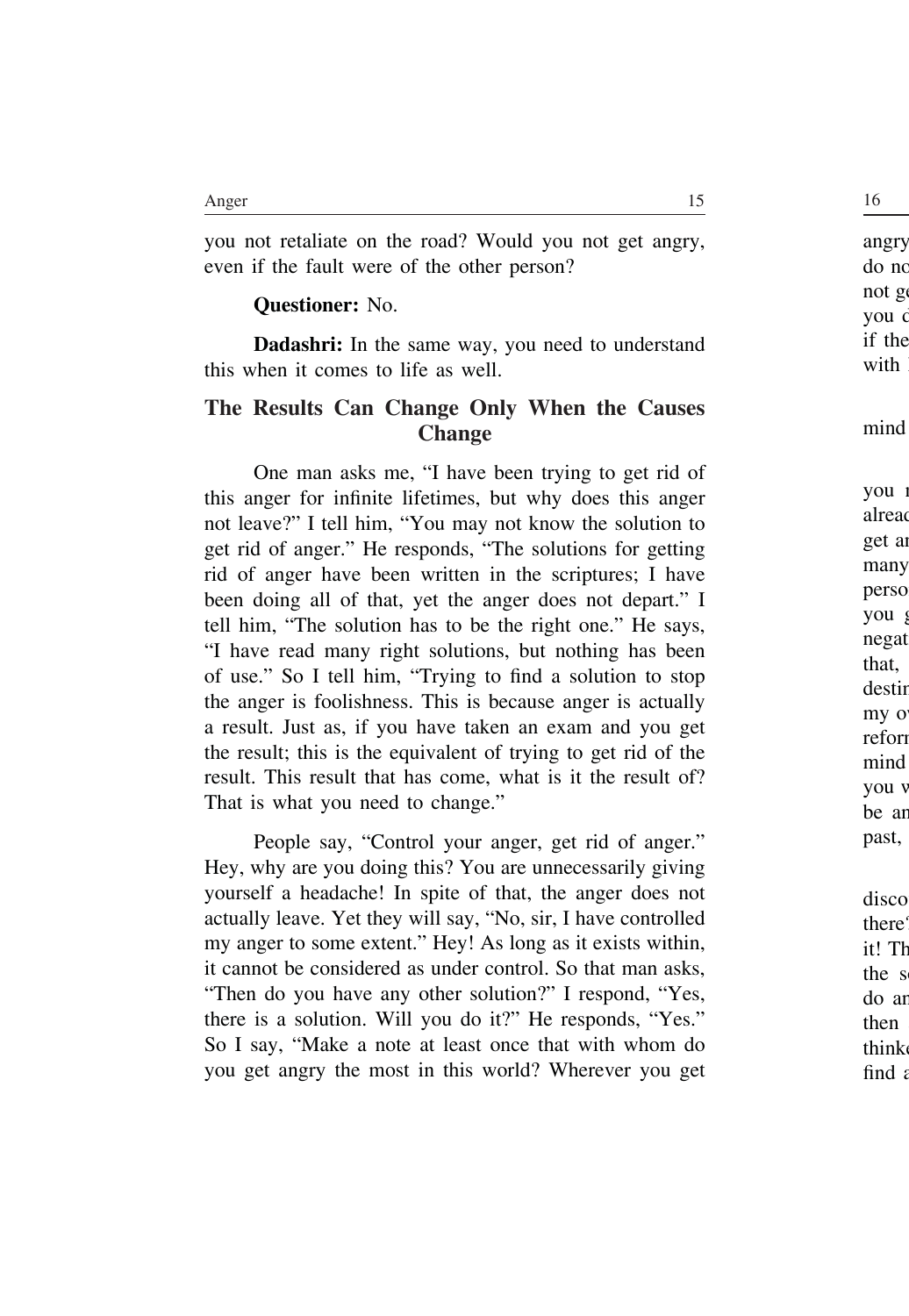you not retaliate on the road? Would you not get angry, even if the fault were of the other person?

**Questioner:** No.

**Dadashri:** In the same way, you need to understand this when it comes to life as well.

## The Results Can Change Only When the Causes Change

One man asks me, "I have been trying to get rid of this anger for infinite lifetimes, but why does this anger not leave?" I tell him, "You may not know the solution to get rid of anger." He responds, "The solutions for getting rid of anger have been written in the scriptures; I have been doing all of that, yet the anger does not depart." I tell him, "The solution has to be the right one." He says, "I have read many right solutions, but nothing has been of use." So I tell him, "Trying to find a solution to stop the anger is foolishness. This is because anger is actually a result. Just as, if you have taken an exam and you get the result; this is the equivalent of trying to get rid of the result. This result that has come, what is it the result of? That is what you need to change."

People say, "Control your anger, get rid of anger." Hey, why are you doing this? You are unnecessarily giving yourself a headache! In spite of that, the anger does not actually leave. Yet they will say, "No, sir, I have controlled my anger to some extent." Hey! As long as it exists within, it cannot be considered as under control. So that man asks, "Then do you have any other solution?" I respond, "Yes, there is a solution. Will you do it?" He responds, "Yes." So I say, "Make a note at least once that with whom do you get angry the most in this world? Wherever you get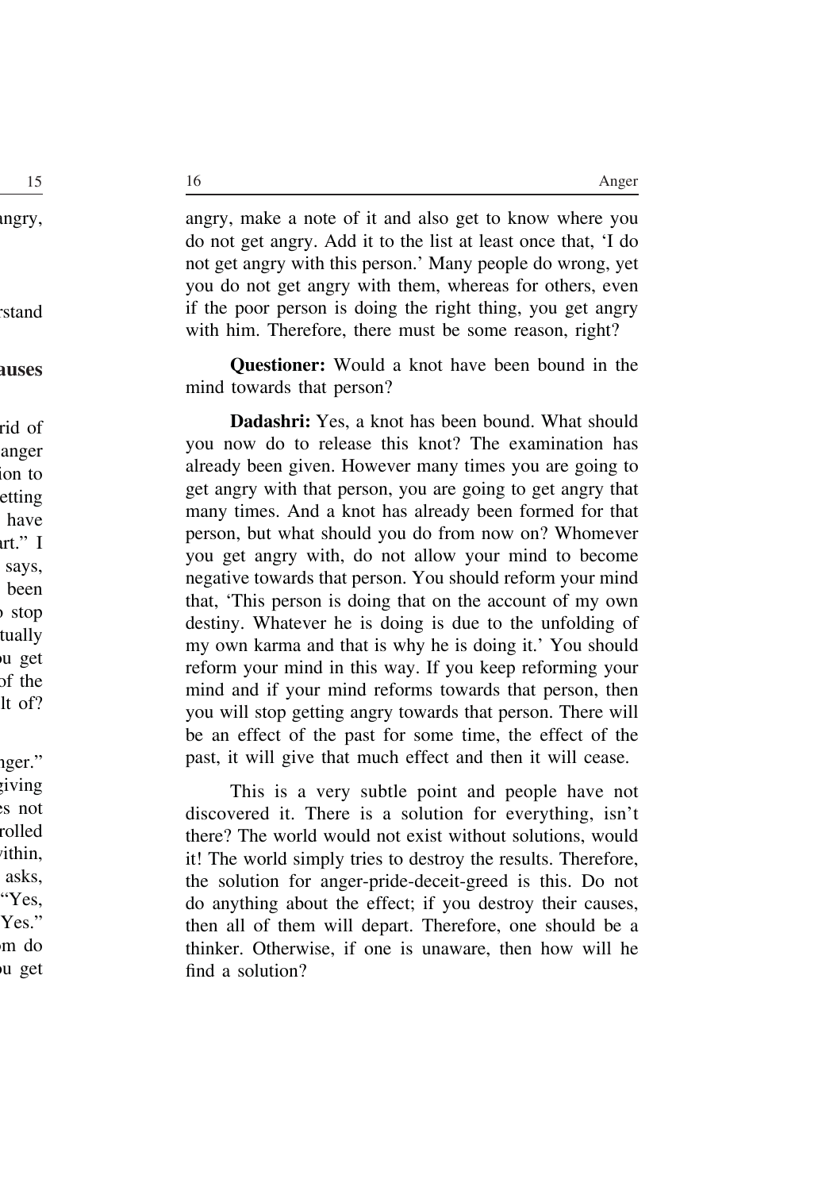angry, make a note of it and also get to know where you do not get angry. Add it to the list at least once that, 'I do not get angry with this person.' Many people do wrong, yet you do not get angry with them, whereas for others, even if the poor person is doing the right thing, you get angry with him. Therefore, there must be some reason, right?

**Questioner:** Would a knot have been bound in the mind towards that person?

**Dadashri:** Yes, a knot has been bound. What should you now do to release this knot? The examination has already been given. However many times you are going to get angry with that person, you are going to get angry that many times. And a knot has already been formed for that person, but what should you do from now on? Whomever you get angry with, do not allow your mind to become negative towards that person. You should reform your mind that, 'This person is doing that on the account of my own destiny. Whatever he is doing is due to the unfolding of my own karma and that is why he is doing it.' You should reform your mind in this way. If you keep reforming your mind and if your mind reforms towards that person, then you will stop getting angry towards that person. There will be an effect of the past for some time, the effect of the past, it will give that much effect and then it will cease.

This is a very subtle point and people have not discovered it. There is a solution for everything, isn't there? The world would not exist without solutions, would it! The world simply tries to destroy the results. Therefore, the solution for anger-pride-deceit-greed is this. Do not do anything about the effect; if you destroy their causes, then all of them will depart. Therefore, one should be a thinker. Otherwise, if one is unaware, then how will he find a solution?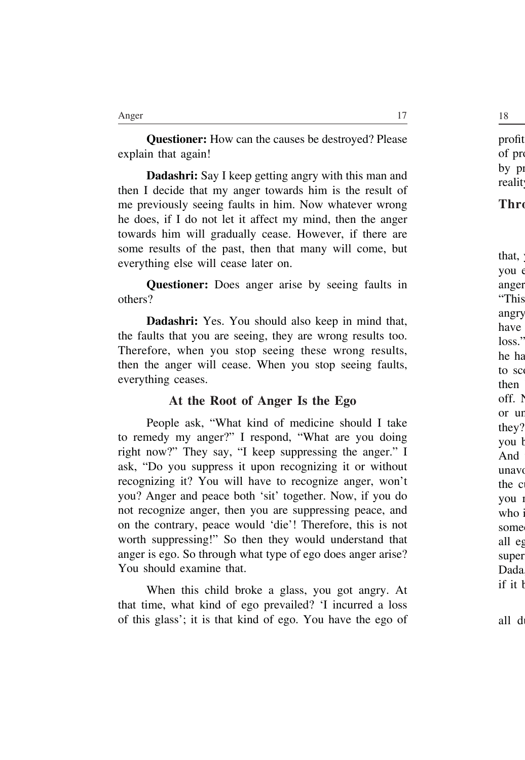**Questioner:** How can the causes be destroyed? Please explain that again!

**Dadashri:** Say I keep getting angry with this man and then I decide that my anger towards him is the result of me previously seeing faults in him. Now whatever wrong he does, if I do not let it affect my mind, then the anger towards him will gradually cease. However, if there are some results of the past, then that many will come, but everything else will cease later on.

**Questioner:** Does anger arise by seeing faults in others?

**Dadashri:** Yes. You should also keep in mind that, the faults that you are seeing, they are wrong results too. Therefore, when you stop seeing these wrong results, then the anger will cease. When you stop seeing faults, everything ceases.

## At the Root of Anger Is the Ego

People ask, "What kind of medicine should I take to remedy my anger?" I respond, "What are you doing right now?" They say, "I keep suppressing the anger." I ask, "Do you suppress it upon recognizing it or without recognizing it? You will have to recognize anger, won't you? Anger and peace both 'sit' together. Now, if you do not recognize anger, then you are suppressing peace, and on the contrary, peace would 'die'! Therefore, this is not worth suppressing!" So then they would understand that anger is ego. So through what type of ego does anger arise? You should examine that.

When this child broke a glass, you got angry. At that time, what kind of ego prevailed? 'I incurred a loss of this glass'; it is that kind of ego. You have the ego of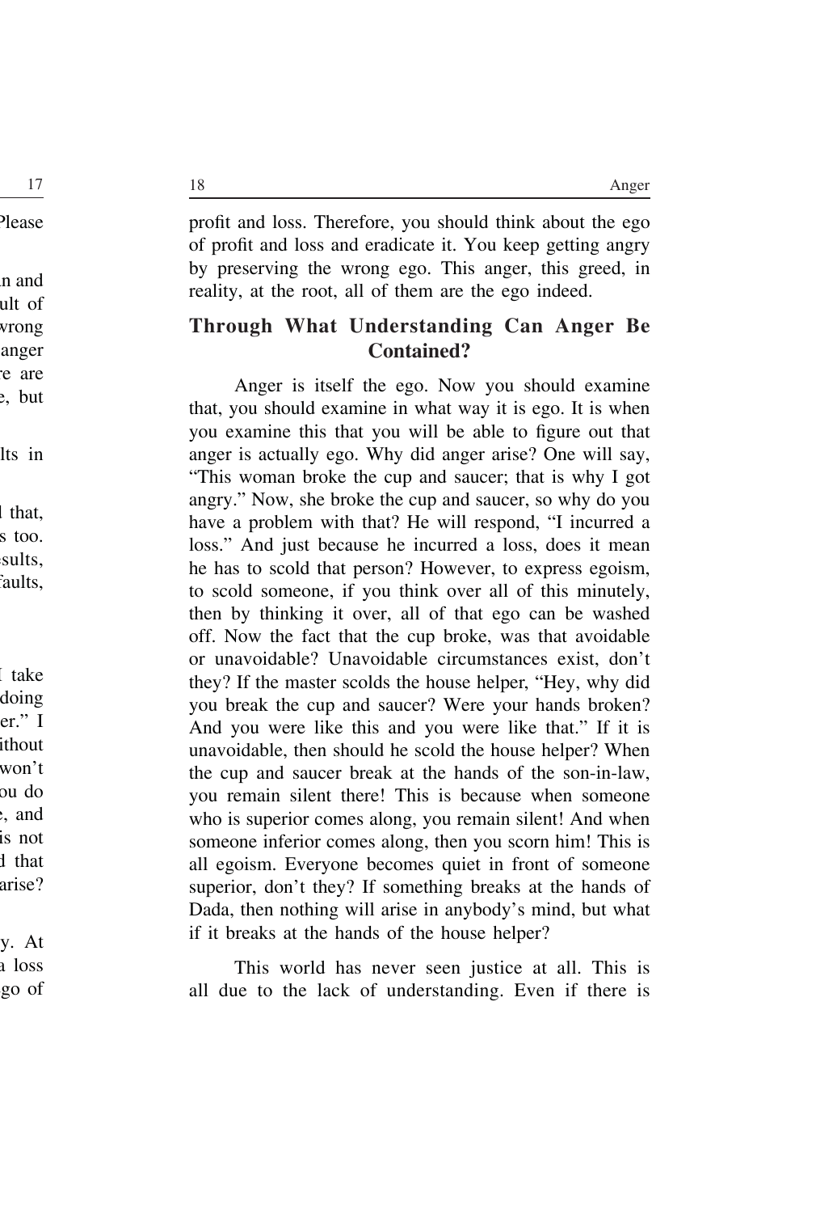profit and loss. Therefore, you should think about the ego of profit and loss and eradicate it. You keep getting angry by preserving the wrong ego. This anger, this greed, in reality, at the root, all of them are the ego indeed.

## Through What Understanding Can Anger Be Contained?

Anger is itself the ego. Now you should examine that, you should examine in what way it is ego. It is when you examine this that you will be able to figure out that anger is actually ego. Why did anger arise? One will say, "This woman broke the cup and saucer; that is why I got angry." Now, she broke the cup and saucer, so why do you have a problem with that? He will respond, "I incurred a loss." And just because he incurred a loss, does it mean he has to scold that person? However, to express egoism, to scold someone, if you think over all of this minutely, then by thinking it over, all of that ego can be washed off. Now the fact that the cup broke, was that avoidable or unavoidable? Unavoidable circumstances exist, don't they? If the master scolds the house helper, "Hey, why did you break the cup and saucer? Were your hands broken? And you were like this and you were like that." If it is unavoidable, then should he scold the house helper? When the cup and saucer break at the hands of the son-in-law, you remain silent there! This is because when someone who is superior comes along, you remain silent! And when someone inferior comes along, then you scorn him! This is all egoism. Everyone becomes quiet in front of someone superior, don't they? If something breaks at the hands of Dada, then nothing will arise in anybody's mind, but what if it breaks at the hands of the house helper?

This world has never seen justice at all. This is all due to the lack of understanding. Even if there is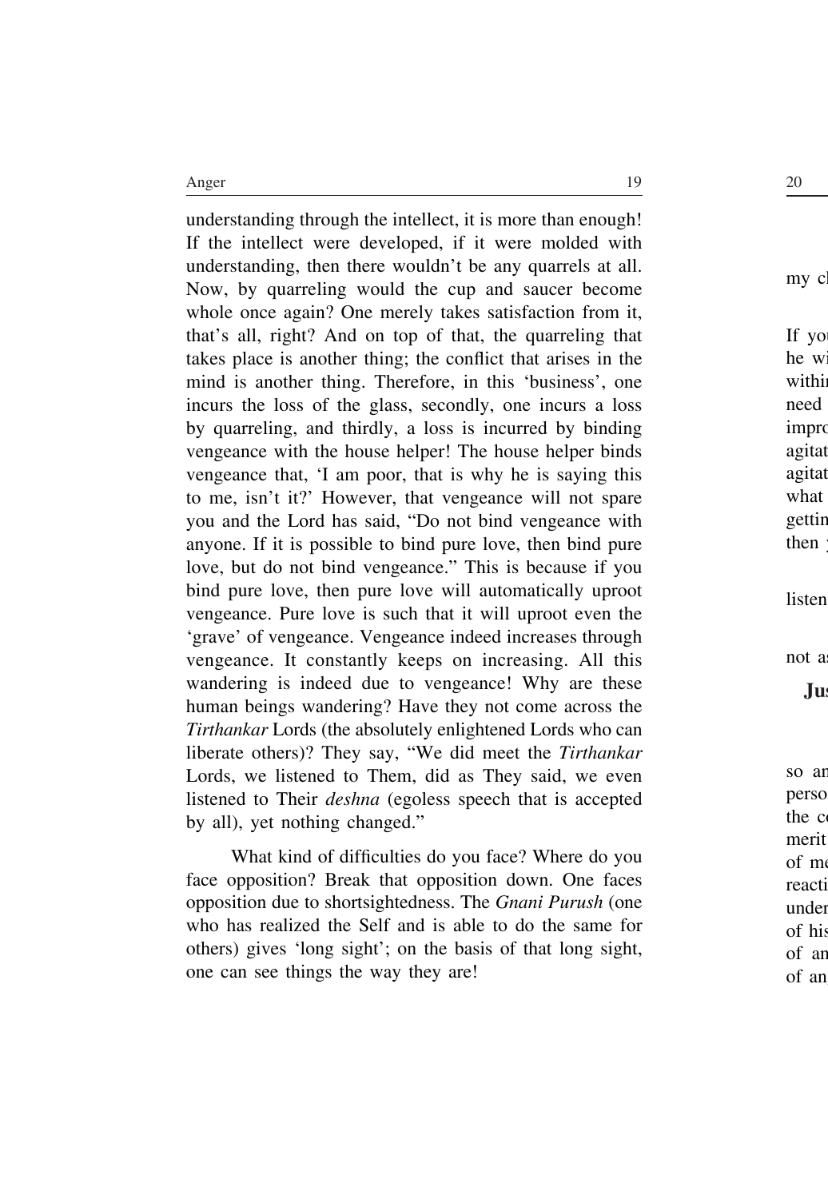understanding through the intellect, it is more than enough! If the intellect were developed, if it were molded with understanding, then there wouldn't be any quarrels at all. Now, by quarreling would the cup and saucer become whole once again? One merely takes satisfaction from it, that's all, right? And on top of that, the quarreling that takes place is another thing; the conflict that arises in the mind is another thing. Therefore, in this 'business', one incurs the loss of the glass, secondly, one incurs a loss by quarreling, and thirdly, a loss is incurred by binding vengeance with the house helper! The house helper binds vengeance that, 'I am poor, that is why he is saying this to me, isn't it?' However, that vengeance will not spare you and the Lord has said, "Do not bind vengeance with anyone. If it is possible to bind pure love, then bind pure love, but do not bind vengeance." This is because if you bind pure love, then pure love will automatically uproot vengeance. Pure love is such that it will uproot even the 'grave' of vengeance. Vengeance indeed increases through vengeance. It constantly keeps on increasing. All this wandering is indeed due to vengeance! Why are these human beings wandering? Have they not come across the *Tirthankar* Lords (the absolutely enlightened Lords who can liberate others)? They say, "We did meet the *Tirthankar* Lords, we listened to Them, did as They said, we even listened to Their *deshna* (egoless speech that is accepted by all), yet nothing changed."

What kind of difficulties do you face? Where do you face opposition? Break that opposition down. One faces opposition due to shortsightedness. The *Gnani Purush* (one who has realized the Self and is able to do the same for others) gives 'long sight'; on the basis of that long sight, one can see things the way they are!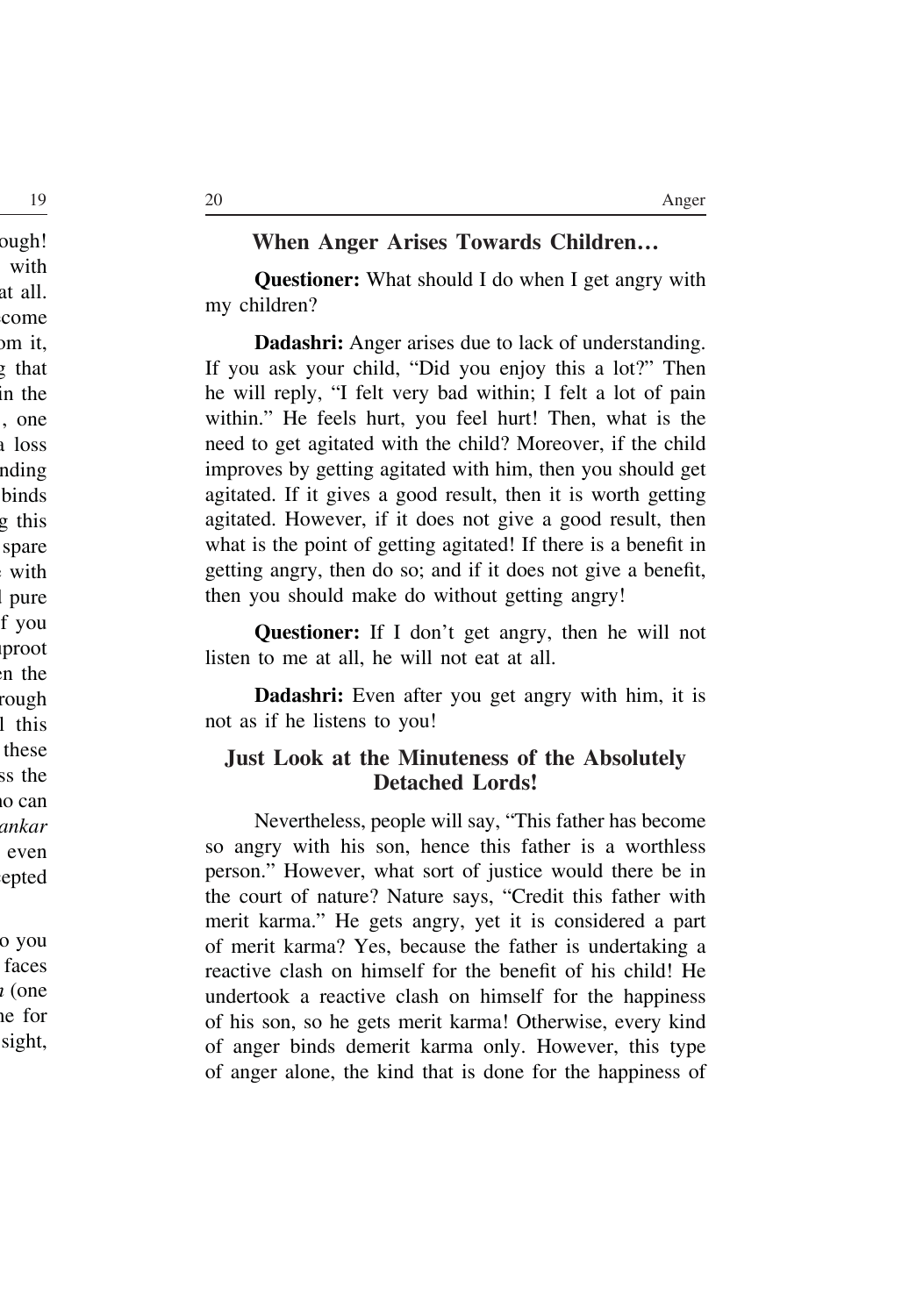## When Anger Arises Towards Children…

**Questioner:** What should I do when I get angry with my children?

**Dadashri:** Anger arises due to lack of understanding. If you ask your child, "Did you enjoy this a lot?" Then he will reply, "I felt very bad within; I felt a lot of pain within." He feels hurt, you feel hurt! Then, what is the need to get agitated with the child? Moreover, if the child improves by getting agitated with him, then you should get agitated. If it gives a good result, then it is worth getting agitated. However, if it does not give a good result, then what is the point of getting agitated! If there is a benefit in getting angry, then do so; and if it does not give a benefit, then you should make do without getting angry!

**Questioner:** If I don't get angry, then he will not listen to me at all, he will not eat at all.

**Dadashri:** Even after you get angry with him, it is not as if he listens to you!

## Just Look at the Minuteness of the Absolutely Detached Lords!

Nevertheless, people will say, "This father has become so angry with his son, hence this father is a worthless person." However, what sort of justice would there be in the court of nature? Nature says, "Credit this father with merit karma." He gets angry, yet it is considered a part of merit karma? Yes, because the father is undertaking a reactive clash on himself for the benefit of his child! He undertook a reactive clash on himself for the happiness of his son, so he gets merit karma! Otherwise, every kind of anger binds demerit karma only. However, this type of anger alone, the kind that is done for the happiness of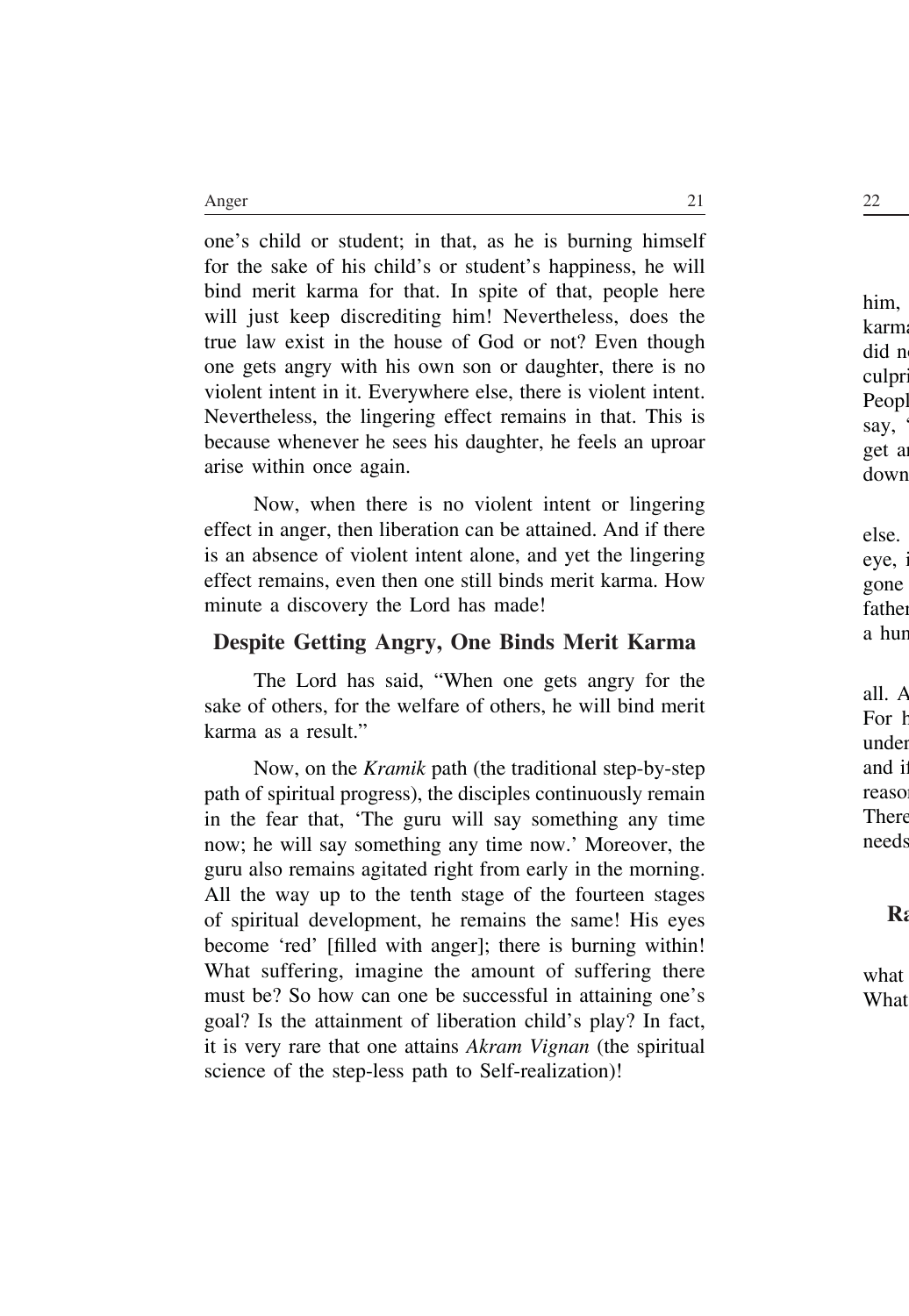one's child or student; in that, as he is burning himself for the sake of his child's or student's happiness, he will bind merit karma for that. In spite of that, people here will just keep discrediting him! Nevertheless, does the true law exist in the house of God or not? Even though one gets angry with his own son or daughter, there is no violent intent in it. Everywhere else, there is violent intent. Nevertheless, the lingering effect remains in that. This is because whenever he sees his daughter, he feels an uproar arise within once again.

Now, when there is no violent intent or lingering effect in anger, then liberation can be attained. And if there is an absence of violent intent alone, and yet the lingering effect remains, even then one still binds merit karma. How minute a discovery the Lord has made!

## Despite Getting Angry, One Binds Merit Karma

The Lord has said, "When one gets angry for the sake of others, for the welfare of others, he will bind merit karma as a result."

Now, on the *Kramik* path (the traditional step-by-step path of spiritual progress), the disciples continuously remain in the fear that, 'The guru will say something any time now; he will say something any time now.' Moreover, the guru also remains agitated right from early in the morning. All the way up to the tenth stage of the fourteen stages of spiritual development, he remains the same! His eyes become 'red' [filled with anger]; there is burning within! What suffering, imagine the amount of suffering there must be? So how can one be successful in attaining one's goal? Is the attainment of liberation child's play? In fact, it is very rare that one attains *Akram Vignan* (the spiritual science of the step-less path to Self-realization)!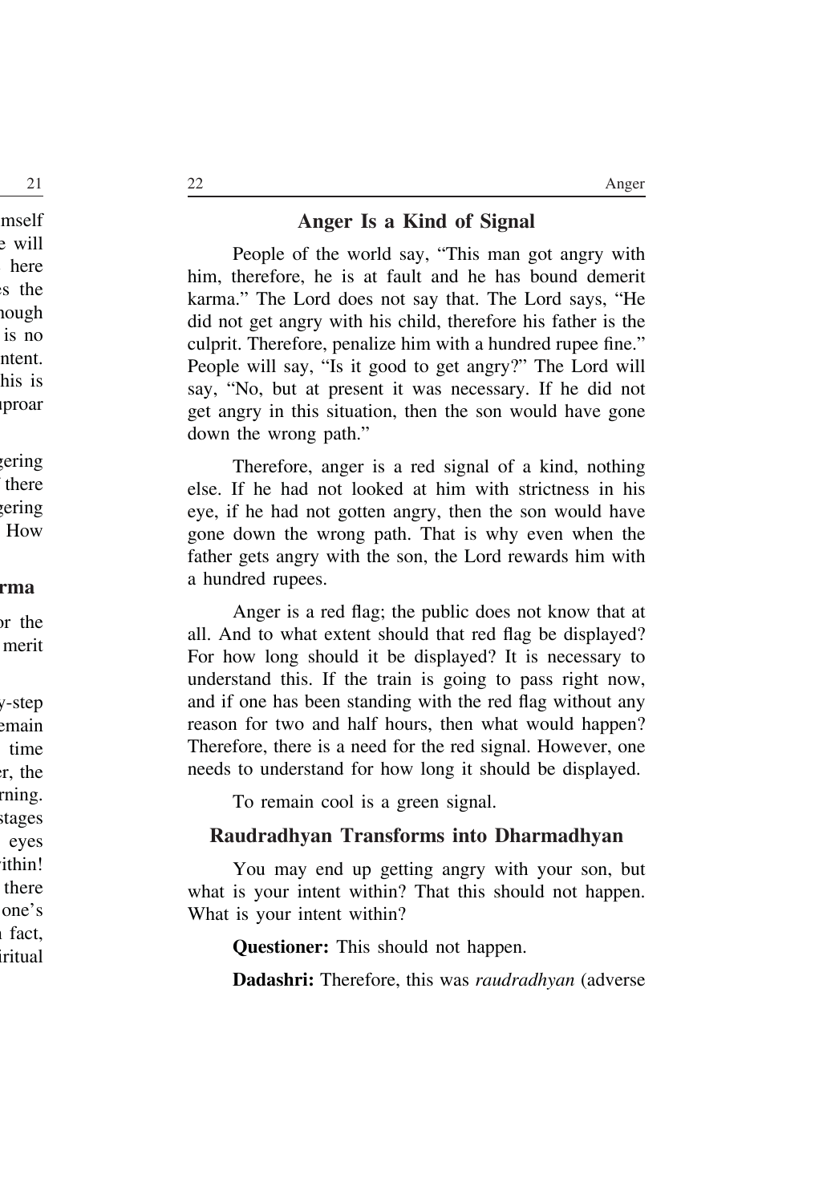## Anger Is a Kind of Signal

People of the world say, "This man got angry with him, therefore, he is at fault and he has bound demerit karma." The Lord does not say that. The Lord says, "He did not get angry with his child, therefore his father is the culprit. Therefore, penalize him with a hundred rupee fine." People will say, "Is it good to get angry?" The Lord will say, "No, but at present it was necessary. If he did not get angry in this situation, then the son would have gone down the wrong path."

Therefore, anger is a red signal of a kind, nothing else. If he had not looked at him with strictness in his eye, if he had not gotten angry, then the son would have gone down the wrong path. That is why even when the father gets angry with the son, the Lord rewards him with a hundred rupees.

Anger is a red flag; the public does not know that at all. And to what extent should that red flag be displayed? For how long should it be displayed? It is necessary to understand this. If the train is going to pass right now, and if one has been standing with the red flag without any reason for two and half hours, then what would happen? Therefore, there is a need for the red signal. However, one needs to understand for how long it should be displayed.

To remain cool is a green signal.

## Raudradhyan Transforms into Dharmadhyan

You may end up getting angry with your son, but what is your intent within? That this should not happen. What is your intent within?

**Questioner:** This should not happen.

**Dadashri:** Therefore, this was *raudradhyan* (adverse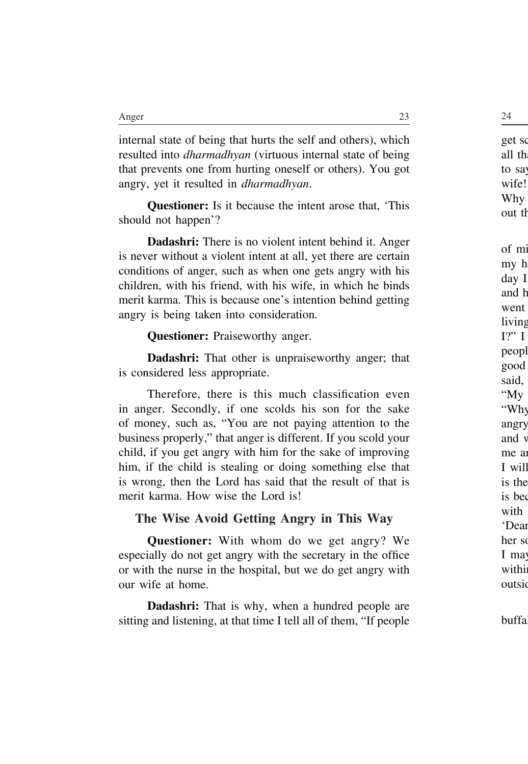internal state of being that hurts the self and others), which resulted into *dharmadhyan* (virtuous internal state of being that prevents one from hurting oneself or others). You got angry, yet it resulted in *dharmadhyan*.

**Questioner:** Is it because the intent arose that, 'This should not happen'?

**Dadashri:** There is no violent intent behind it. Anger is never without a violent intent at all, yet there are certain conditions of anger, such as when one gets angry with his children, with his friend, with his wife, in which he binds merit karma. This is because one's intention behind getting angry is being taken into consideration.

**Questioner:** Praiseworthy anger.

**Dadashri:** That other is unpraiseworthy anger; that is considered less appropriate.

Therefore, there is this much classification even in anger. Secondly, if one scolds his son for the sake of money, such as, "You are not paying attention to the business properly," that anger is different. If you scold your child, if you get angry with him for the sake of improving him, if the child is stealing or doing something else that is wrong, then the Lord has said that the result of that is merit karma. How wise the Lord is!

## The Wise Avoid Getting Angry in This Way

**Questioner:** With whom do we get angry? We especially do not get angry with the secretary in the office or with the nurse in the hospital, but we do get angry with our wife at home.

**Dadashri:** That is why, when a hundred people are sitting and listening, at that time I tell all of them, "If people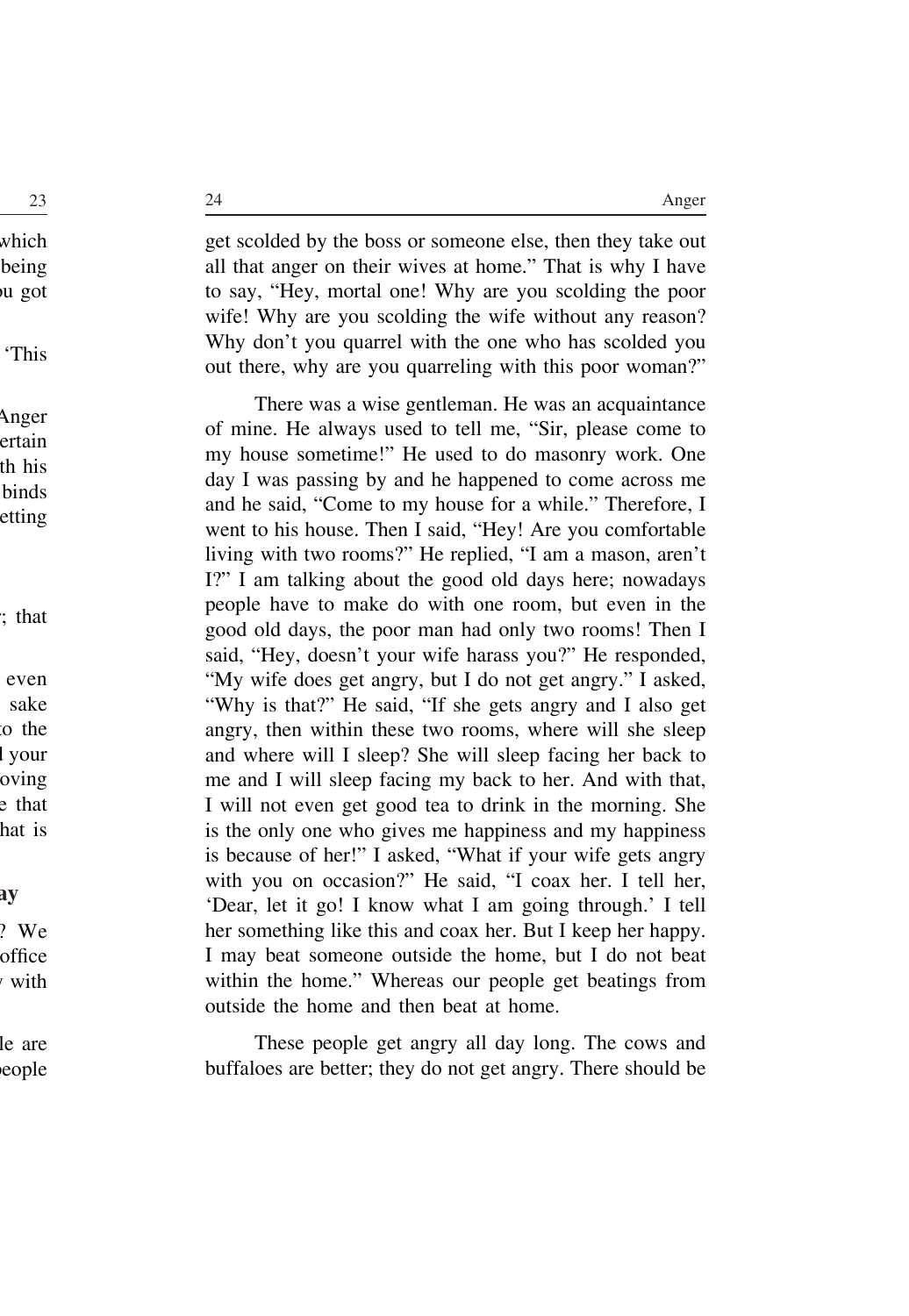get scolded by the boss or someone else, then they take out all that anger on their wives at home." That is why I have to say, "Hey, mortal one! Why are you scolding the poor wife! Why are you scolding the wife without any reason? Why don't you quarrel with the one who has scolded you out there, why are you quarreling with this poor woman?"

There was a wise gentleman. He was an acquaintance of mine. He always used to tell me, "Sir, please come to my house sometime!" He used to do masonry work. One day I was passing by and he happened to come across me and he said, "Come to my house for a while." Therefore, I went to his house. Then I said, "Hey! Are you comfortable living with two rooms?" He replied, "I am a mason, aren't I?" I am talking about the good old days here; nowadays people have to make do with one room, but even in the good old days, the poor man had only two rooms! Then I said, "Hey, doesn't your wife harass you?" He responded, "My wife does get angry, but I do not get angry." I asked, "Why is that?" He said, "If she gets angry and I also get angry, then within these two rooms, where will she sleep and where will I sleep? She will sleep facing her back to me and I will sleep facing my back to her. And with that, I will not even get good tea to drink in the morning. She is the only one who gives me happiness and my happiness is because of her!" I asked, "What if your wife gets angry with you on occasion?" He said, "I coax her. I tell her, 'Dear, let it go! I know what I am going through.' I tell her something like this and coax her. But I keep her happy. I may beat someone outside the home, but I do not beat within the home." Whereas our people get beatings from outside the home and then beat at home.

These people get angry all day long. The cows and buffaloes are better; they do not get angry. There should be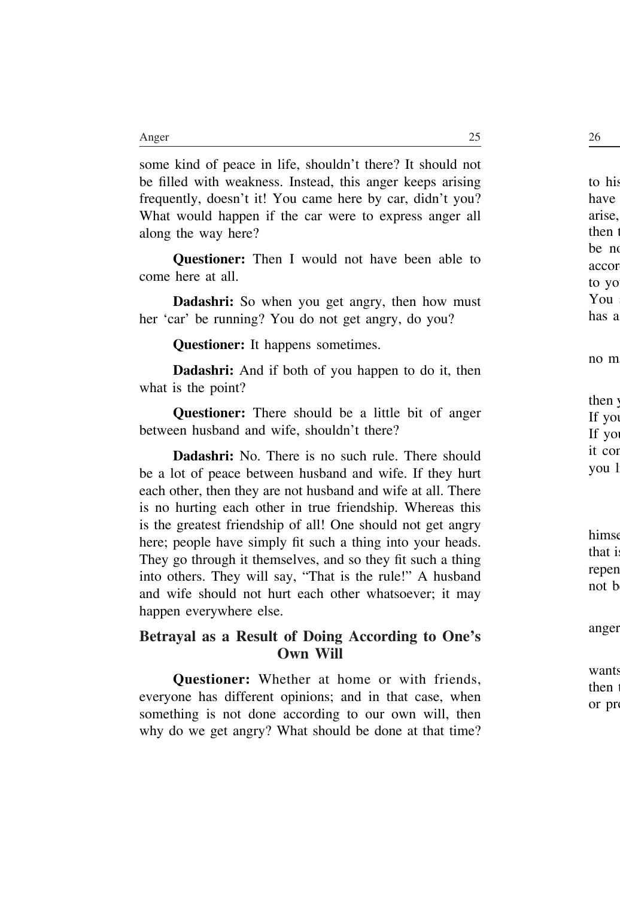some kind of peace in life, shouldn't there? It should not be filled with weakness. Instead, this anger keeps arising frequently, doesn't it! You came here by car, didn't you? What would happen if the car were to express anger all along the way here?

**Questioner:** Then I would not have been able to come here at all.

**Dadashri:** So when you get angry, then how must her 'car' be running? You do not get angry, do you?

**Questioner:** It happens sometimes.

**Dadashri:** And if both of you happen to do it, then what is the point?

**Questioner:** There should be a little bit of anger between husband and wife, shouldn't there?

**Dadashri:** No. There is no such rule. There should be a lot of peace between husband and wife. If they hurt each other, then they are not husband and wife at all. There is no hurting each other in true friendship. Whereas this is the greatest friendship of all! One should not get angry here; people have simply fit such a thing into your heads. They go through it themselves, and so they fit such a thing into others. They will say, "That is the rule!" A husband and wife should not hurt each other whatsoever; it may happen everywhere else.

## Betrayal as a Result of Doing According to One's Own Will

**Questioner:** Whether at home or with friends, everyone has different opinions; and in that case, when something is not done according to our own will, then why do we get angry? What should be done at that time?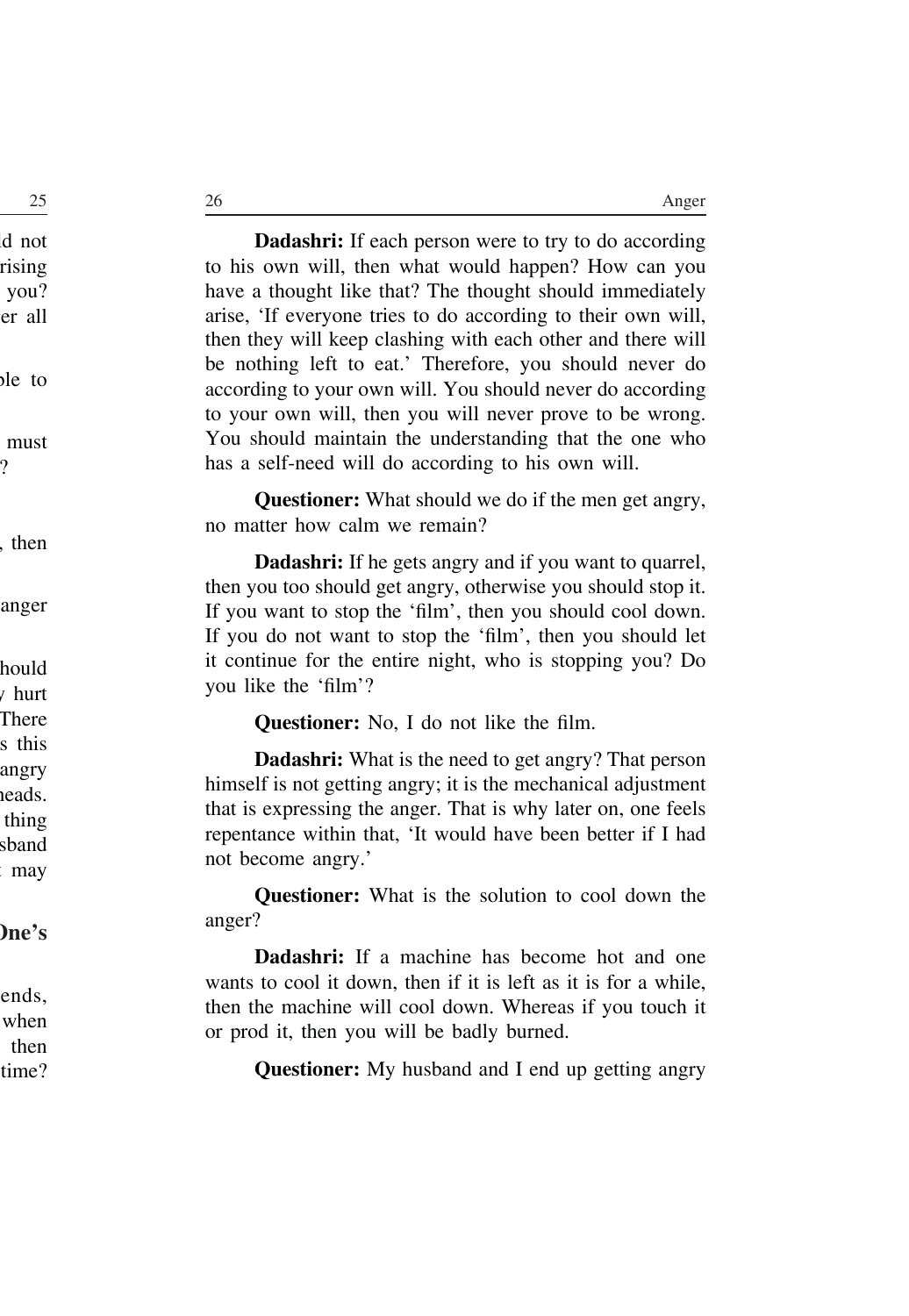**Dadashri:** If each person were to try to do according to his own will, then what would happen? How can you have a thought like that? The thought should immediately arise, 'If everyone tries to do according to their own will, then they will keep clashing with each other and there will be nothing left to eat.' Therefore, you should never do according to your own will. You should never do according to your own will, then you will never prove to be wrong. You should maintain the understanding that the one who has a self-need will do according to his own will.

**Questioner:** What should we do if the men get angry, no matter how calm we remain?

**Dadashri:** If he gets angry and if you want to quarrel, then you too should get angry, otherwise you should stop it. If you want to stop the 'film', then you should cool down. If you do not want to stop the 'film', then you should let it continue for the entire night, who is stopping you? Do you like the 'film'?

**Questioner:** No, I do not like the film.

**Dadashri:** What is the need to get angry? That person himself is not getting angry; it is the mechanical adjustment that is expressing the anger. That is why later on, one feels repentance within that, 'It would have been better if I had not become angry.'

**Questioner:** What is the solution to cool down the anger?

**Dadashri:** If a machine has become hot and one wants to cool it down, then if it is left as it is for a while, then the machine will cool down. Whereas if you touch it or prod it, then you will be badly burned.

**Questioner:** My husband and I end up getting angry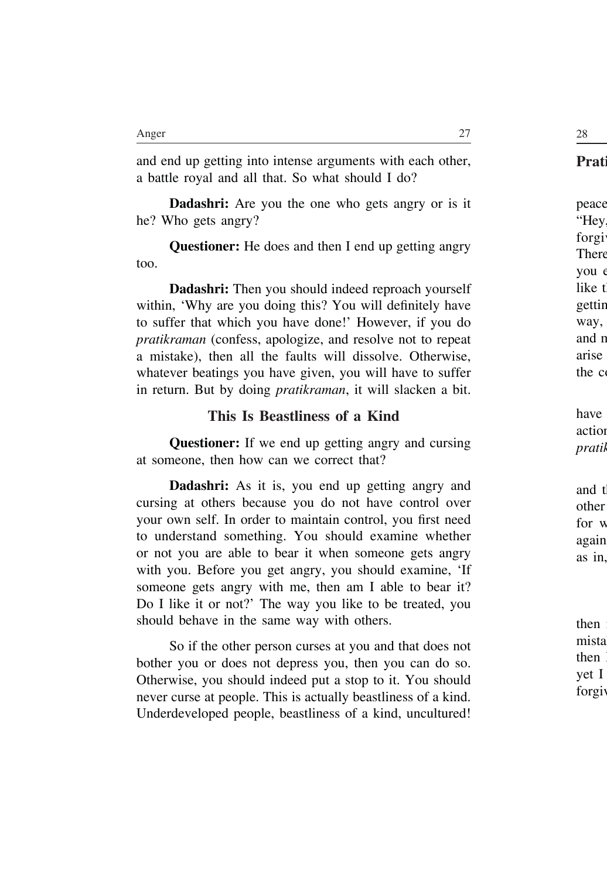and end up getting into intense arguments with each other, a battle royal and all that. So what should I do?

**Dadashri:** Are you the one who gets angry or is it he? Who gets angry?

**Questioner:** He does and then I end up getting angry too.

**Dadashri:** Then you should indeed reproach yourself within, 'Why are you doing this? You will definitely have to suffer that which you have done!' However, if you do *pratikraman* (confess, apologize, and resolve not to repeat a mistake), then all the faults will dissolve. Otherwise, whatever beatings you have given, you will have to suffer in return. But by doing *pratikraman*, it will slacken a bit.

### This Is Beastliness of a Kind

**Questioner:** If we end up getting angry and cursing at someone, then how can we correct that?

**Dadashri:** As it is, you end up getting angry and cursing at others because you do not have control over your own self. In order to maintain control, you first need to understand something. You should examine whether or not you are able to bear it when someone gets angry with you. Before you get angry, you should examine, 'If someone gets angry with me, then am I able to bear it? Do I like it or not?' The way you like to be treated, you should behave in the same way with others.

So if the other person curses at you and that does not bother you or does not depress you, then you can do so. Otherwise, you should indeed put a stop to it. You should never curse at people. This is actually beastliness of a kind. Underdeveloped people, beastliness of a kind, uncultured!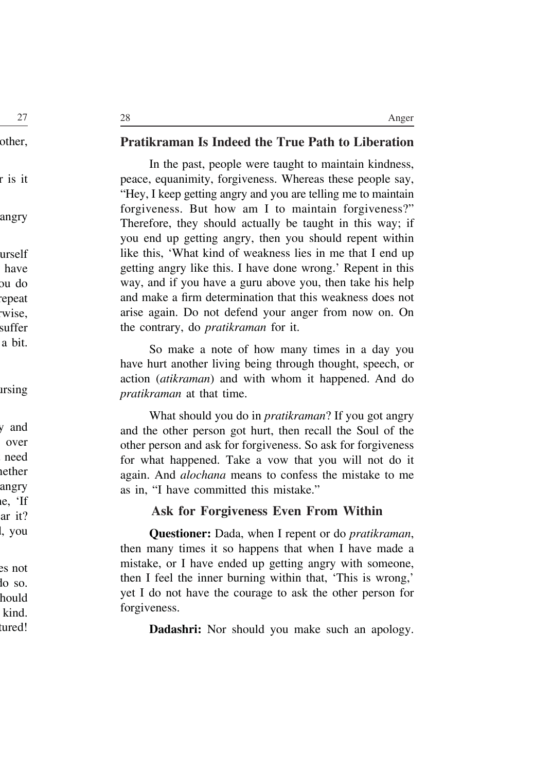## Pratikraman Is Indeed the True Path to Liberation

In the past, people were taught to maintain kindness, peace, equanimity, forgiveness. Whereas these people say, "Hey, I keep getting angry and you are telling me to maintain forgiveness. But how am I to maintain forgiveness?" Therefore, they should actually be taught in this way; if you end up getting angry, then you should repent within like this, 'What kind of weakness lies in me that I end up getting angry like this. I have done wrong.' Repent in this way, and if you have a guru above you, then take his help and make a firm determination that this weakness does not arise again. Do not defend your anger from now on. On the contrary, do *pratikraman* for it.

So make a note of how many times in a day you have hurt another living being through thought, speech, or action (*atikraman*) and with whom it happened. And do *pratikraman* at that time.

What should you do in *pratikraman*? If you got angry and the other person got hurt, then recall the Soul of the other person and ask for forgiveness. So ask for forgiveness for what happened. Take a vow that you will not do it again. And *alochana* means to confess the mistake to me as in, "I have committed this mistake."

### Ask for Forgiveness Even From Within

**Questioner:** Dada, when I repent or do *pratikraman*, then many times it so happens that when I have made a mistake, or I have ended up getting angry with someone, then I feel the inner burning within that, 'This is wrong,' yet I do not have the courage to ask the other person for forgiveness.

**Dadashri:** Nor should you make such an apology.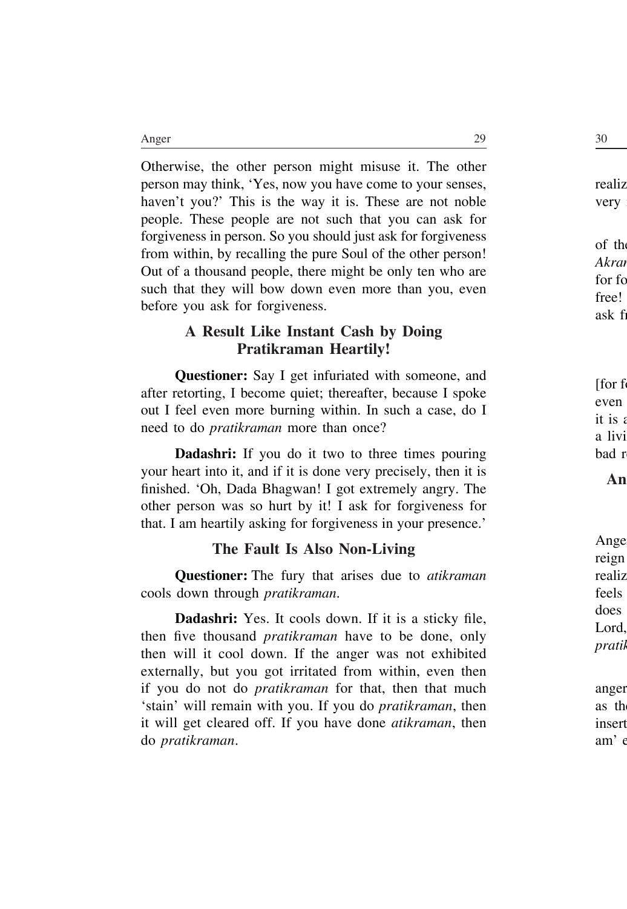Otherwise, the other person might misuse it. The other person may think, 'Yes, now you have come to your senses, haven't you?' This is the way it is. These are not noble people. These people are not such that you can ask for forgiveness in person. So you should just ask for forgiveness from within, by recalling the pure Soul of the other person! Out of a thousand people, there might be only ten who are such that they will bow down even more than you, even before you ask for forgiveness.

## A Result Like Instant Cash by Doing Pratikraman Heartily!

**Questioner:** Say I get infuriated with someone, and after retorting, I become quiet; thereafter, because I spoke out I feel even more burning within. In such a case, do I need to do *pratikraman* more than once?

**Dadashri:** If you do it two to three times pouring your heart into it, and if it is done very precisely, then it is finished. 'Oh, Dada Bhagwan! I got extremely angry. The other person was so hurt by it! I ask for forgiveness for that. I am heartily asking for forgiveness in your presence.'

## The Fault Is Also Non-Living

**Questioner:** The fury that arises due to *atikraman* cools down through *pratikraman*.

**Dadashri:** Yes. It cools down. If it is a sticky file, then five thousand *pratikraman* have to be done, only then will it cool down. If the anger was not exhibited externally, but you got irritated from within, even then if you do not do *pratikraman* for that, then that much 'stain' will remain with you. If you do *pratikraman*, then it will get cleared off. If you have done *atikraman*, then do *pratikraman*.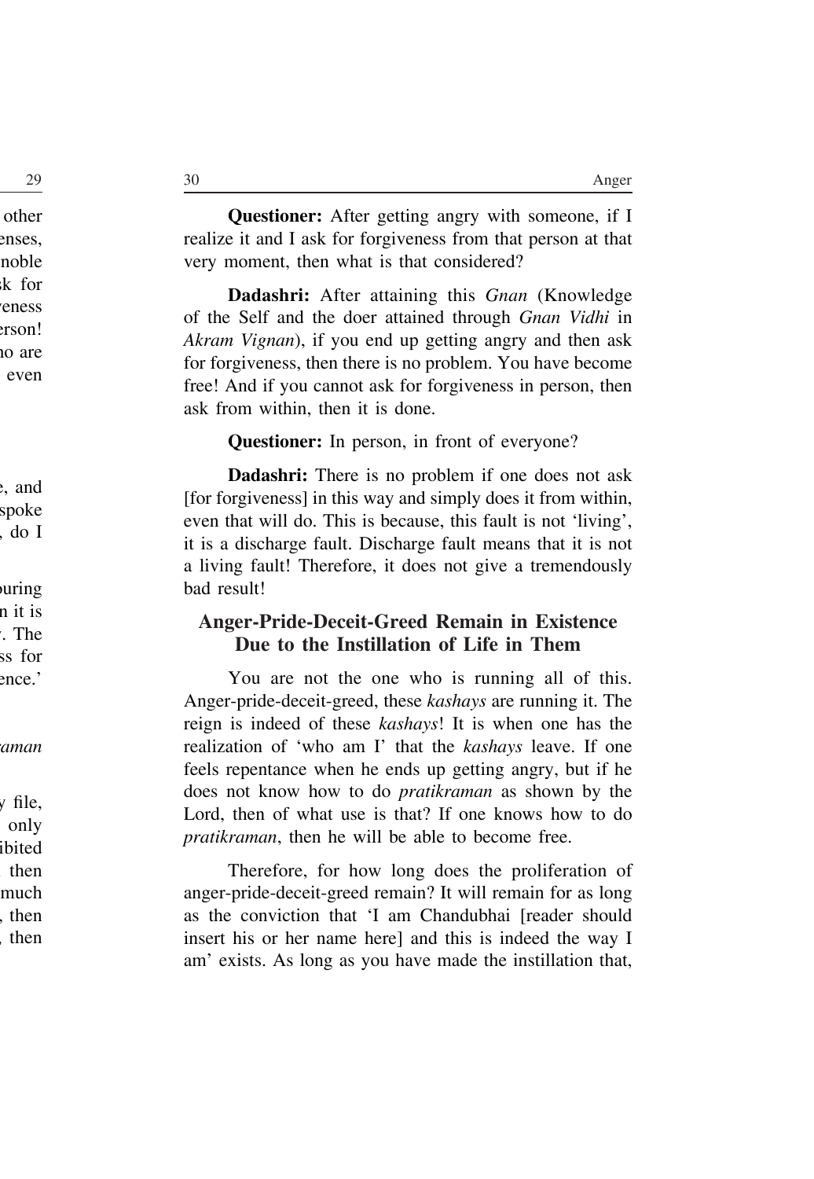**Questioner:** After getting angry with someone, if I realize it and I ask for forgiveness from that person at that very moment, then what is that considered?

**Dadashri:** After attaining this *Gnan* (Knowledge of the Self and the doer attained through *Gnan Vidhi* in *Akram Vignan*), if you end up getting angry and then ask for forgiveness, then there is no problem. You have become free! And if you cannot ask for forgiveness in person, then ask from within, then it is done.

**Questioner:** In person, in front of everyone?

**Dadashri:** There is no problem if one does not ask [for forgiveness] in this way and simply does it from within, even that will do. This is because, this fault is not 'living', it is a discharge fault. Discharge fault means that it is not a living fault! Therefore, it does not give a tremendously bad result!

## Anger-Pride-Deceit-Greed Remain in Existence Due to the Instillation of Life in Them

You are not the one who is running all of this. Anger-pride-deceit-greed, these *kashays* are running it. The reign is indeed of these *kashays*! It is when one has the realization of 'who am I' that the *kashays* leave. If one feels repentance when he ends up getting angry, but if he does not know how to do *pratikraman* as shown by the Lord, then of what use is that? If one knows how to do *pratikraman*, then he will be able to become free.

Therefore, for how long does the proliferation of anger-pride-deceit-greed remain? It will remain for as long as the conviction that 'I am Chandubhai [reader should insert his or her name here] and this is indeed the way I am' exists. As long as you have made the instillation that,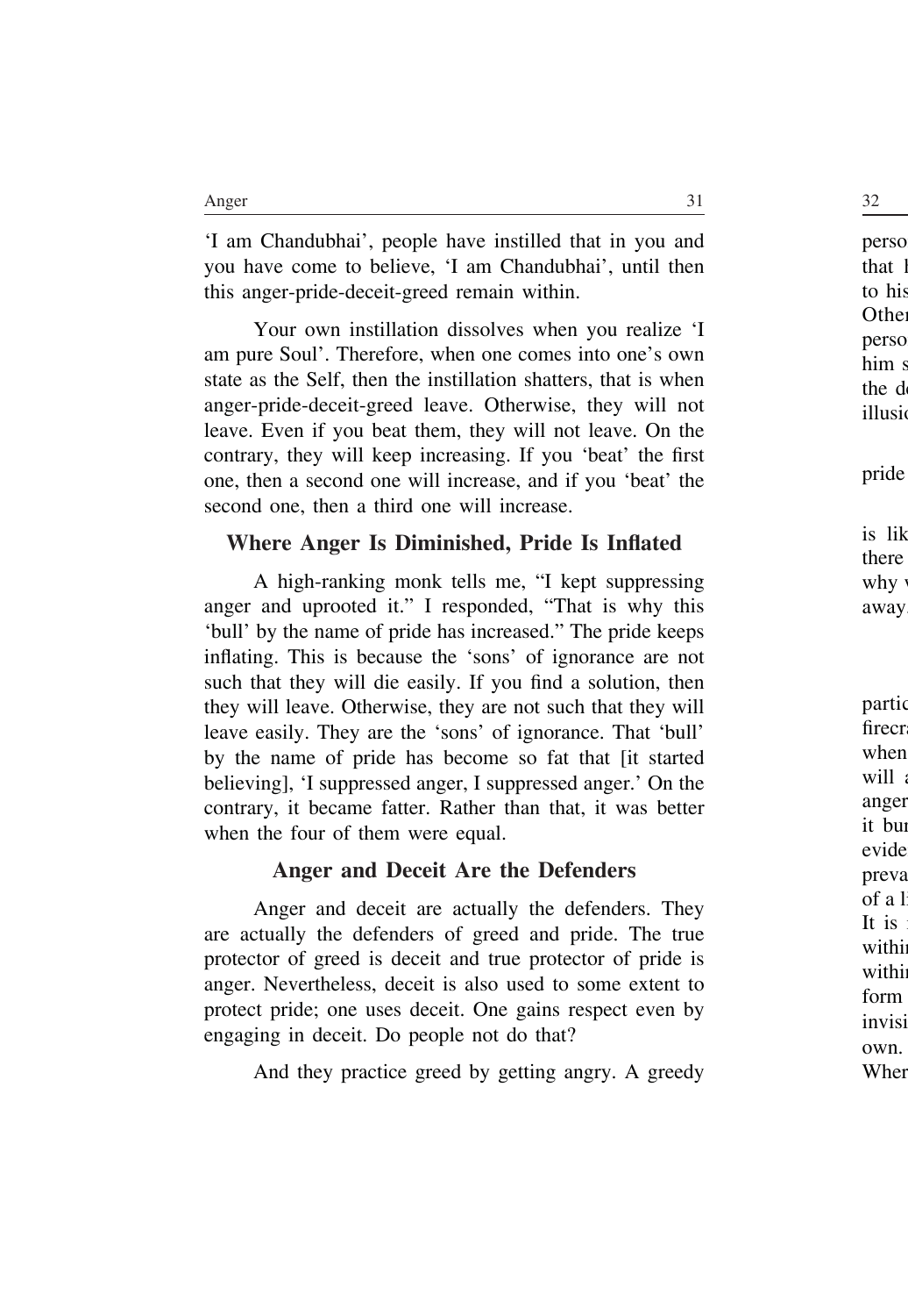'I am Chandubhai', people have instilled that in you and you have come to believe, 'I am Chandubhai', until then this anger-pride-deceit-greed remain within.

Your own instillation dissolves when you realize 'I am pure Soul'. Therefore, when one comes into one's own state as the Self, then the instillation shatters, that is when anger-pride-deceit-greed leave. Otherwise, they will not leave. Even if you beat them, they will not leave. On the contrary, they will keep increasing. If you 'beat' the first one, then a second one will increase, and if you 'beat' the second one, then a third one will increase.

## Where Anger Is Diminished, Pride Is Inflated

A high-ranking monk tells me, "I kept suppressing anger and uprooted it." I responded, "That is why this 'bull' by the name of pride has increased." The pride keeps inflating. This is because the 'sons' of ignorance are not such that they will die easily. If you find a solution, then they will leave. Otherwise, they are not such that they will leave easily. They are the 'sons' of ignorance. That 'bull' by the name of pride has become so fat that [it started believing], 'I suppressed anger, I suppressed anger.' On the contrary, it became fatter. Rather than that, it was better when the four of them were equal.

## Anger and Deceit Are the Defenders

Anger and deceit are actually the defenders. They are actually the defenders of greed and pride. The true protector of greed is deceit and true protector of pride is anger. Nevertheless, deceit is also used to some extent to protect pride; one uses deceit. One gains respect even by engaging in deceit. Do people not do that?

And they practice greed by getting angry. A greedy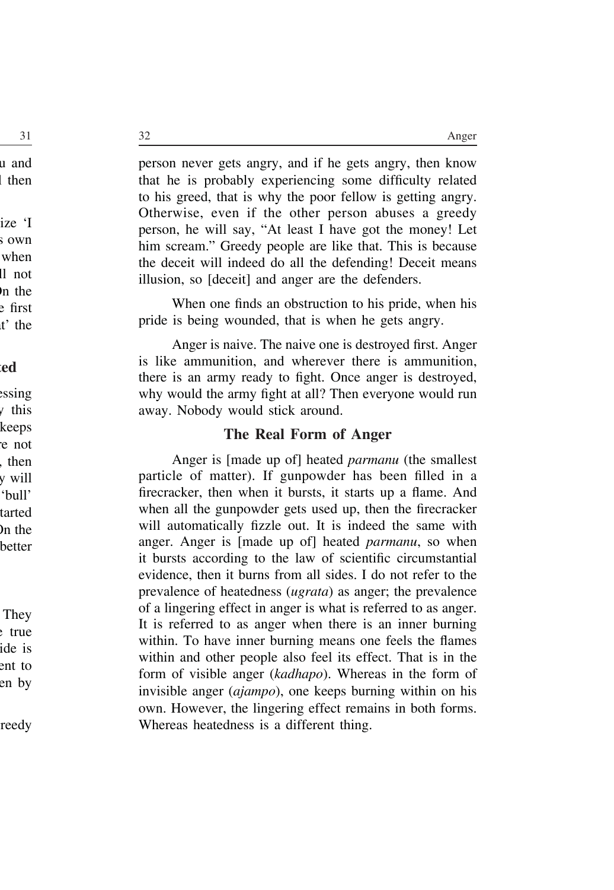person never gets angry, and if he gets angry, then know that he is probably experiencing some difficulty related to his greed, that is why the poor fellow is getting angry. Otherwise, even if the other person abuses a greedy person, he will say, "At least I have got the money! Let him scream." Greedy people are like that. This is because the deceit will indeed do all the defending! Deceit means illusion, so [deceit] and anger are the defenders.

When one finds an obstruction to his pride, when his pride is being wounded, that is when he gets angry.

Anger is naive. The naive one is destroyed first. Anger is like ammunition, and wherever there is ammunition, there is an army ready to fight. Once anger is destroyed, why would the army fight at all? Then everyone would run away. Nobody would stick around.

## The Real Form of Anger

Anger is [made up of] heated *parmanu* (the smallest particle of matter). If gunpowder has been filled in a firecracker, then when it bursts, it starts up a flame. And when all the gunpowder gets used up, then the firecracker will automatically fizzle out. It is indeed the same with anger. Anger is [made up of] heated *parmanu*, so when it bursts according to the law of scientific circumstantial evidence, then it burns from all sides. I do not refer to the prevalence of heatedness (*ugrata*) as anger; the prevalence of a lingering effect in anger is what is referred to as anger. It is referred to as anger when there is an inner burning within. To have inner burning means one feels the flames within and other people also feel its effect. That is in the form of visible anger (*kadhapo*). Whereas in the form of invisible anger (*ajampo*), one keeps burning within on his own. However, the lingering effect remains in both forms. Whereas heatedness is a different thing.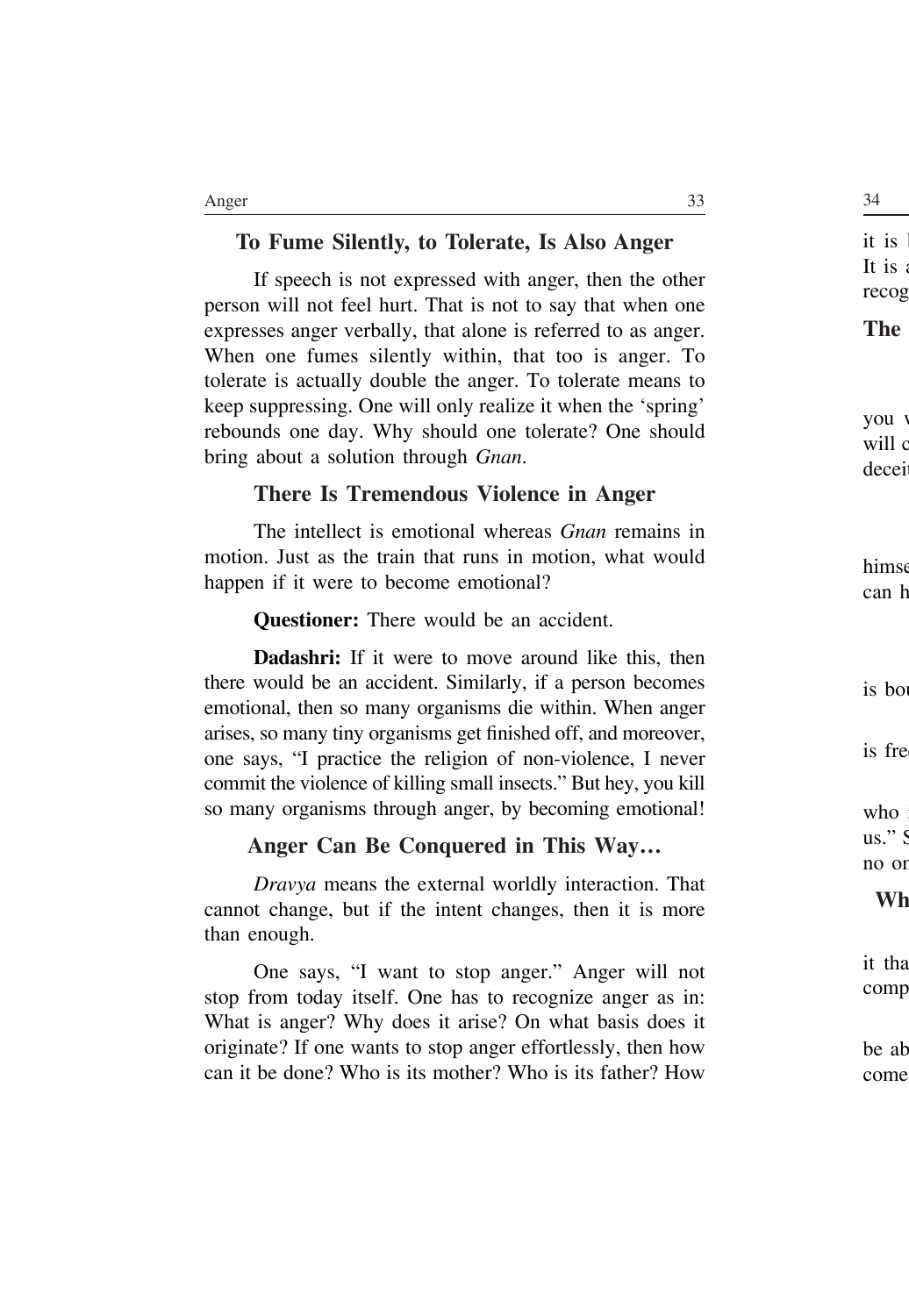## To Fume Silently, to Tolerate, Is Also Anger

If speech is not expressed with anger, then the other person will not feel hurt. That is not to say that when one expresses anger verbally, that alone is referred to as anger. When one fumes silently within, that too is anger. To tolerate is actually double the anger. To tolerate means to keep suppressing. One will only realize it when the 'spring' rebounds one day. Why should one tolerate? One should bring about a solution through *Gnan*.

## There Is Tremendous Violence in Anger

The intellect is emotional whereas *Gnan* remains in motion. Just as the train that runs in motion, what would happen if it were to become emotional?

**Questioner:** There would be an accident.

**Dadashri:** If it were to move around like this, then there would be an accident. Similarly, if a person becomes emotional, then so many organisms die within. When anger arises, so many tiny organisms get finished off, and moreover, one says, "I practice the religion of non-violence, I never commit the violence of killing small insects." But hey, you kill so many organisms through anger, by becoming emotional!

## Anger Can Be Conquered in This Way…

*Dravya* means the external worldly interaction. That cannot change, but if the intent changes, then it is more than enough.

One says, "I want to stop anger." Anger will not stop from today itself. One has to recognize anger as in: What is anger? Why does it arise? On what basis does it originate? If one wants to stop anger effortlessly, then how can it be done? Who is its mother? Who is its father? How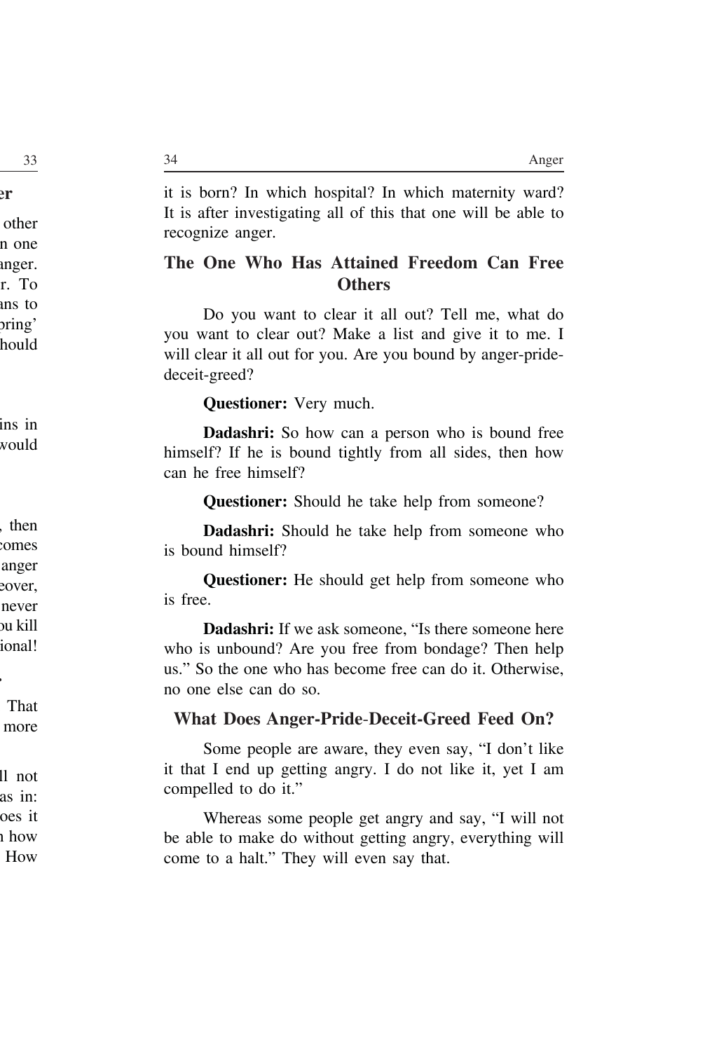it is born? In which hospital? In which maternity ward? It is after investigating all of this that one will be able to recognize anger.

## The One Who Has Attained Freedom Can Free Others

Do you want to clear it all out? Tell me, what do you want to clear out? Make a list and give it to me. I will clear it all out for you. Are you bound by anger-pride-deceit-greed?

**Questioner:** Very much.

**Dadashri:** So how can a person who is bound free himself? If he is bound tightly from all sides, then how can he free himself?

**Questioner:** Should he take help from someone?

**Dadashri:** Should he take help from someone who is bound himself?

**Questioner:** He should get help from someone who is free.

**Dadashri:** If we ask someone, "Is there someone here who is unbound? Are you free from bondage? Then help us." So the one who has become free can do it. Otherwise, no one else can do so.

## What Does Anger-Pride-Deceit-Greed Feed On?

Some people are aware, they even say, "I don't like it that I end up getting angry. I do not like it, yet I am compelled to do it."

Whereas some people get angry and say, "I will not be able to make do without getting angry, everything will come to a halt." They will even say that.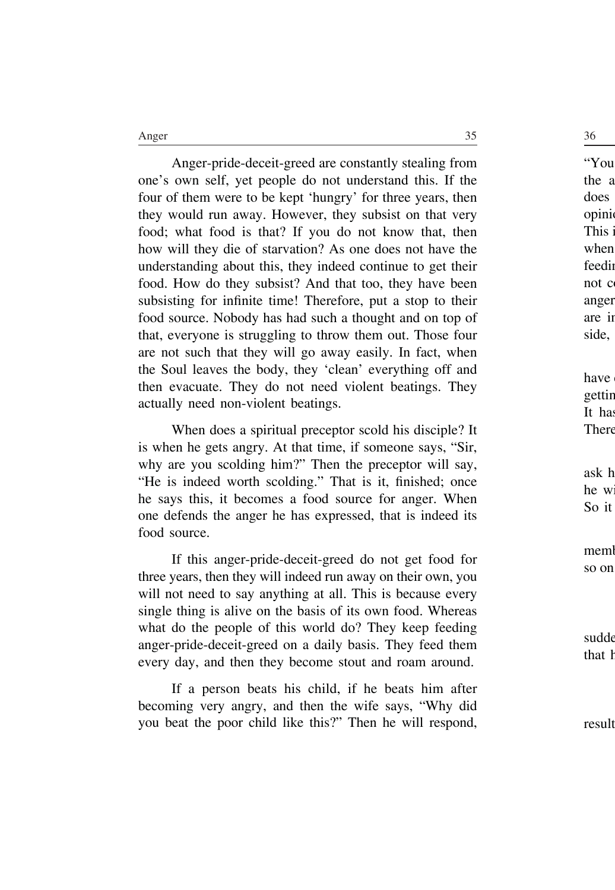Anger-pride-deceit-greed are constantly stealing from one's own self, yet people do not understand this. If the four of them were to be kept 'hungry' for three years, then they would run away. However, they subsist on that very food; what food is that? If you do not know that, then how will they die of starvation? As one does not have the understanding about this, they indeed continue to get their food. How do they subsist? And that too, they have been subsisting for infinite time! Therefore, put a stop to their food source. Nobody has had such a thought and on top of that, everyone is struggling to throw them out. Those four are not such that they will go away easily. In fact, when the Soul leaves the body, they 'clean' everything off and then evacuate. They do not need violent beatings. They actually need non-violent beatings.

When does a spiritual preceptor scold his disciple? It is when he gets angry. At that time, if someone says, "Sir, why are you scolding him?" Then the preceptor will say, "He is indeed worth scolding." That is it, finished; once he says this, it becomes a food source for anger. When one defends the anger he has expressed, that is indeed its food source.

If this anger-pride-deceit-greed do not get food for three years, then they will indeed run away on their own, you will not need to say anything at all. This is because every single thing is alive on the basis of its own food. Whereas what do the people of this world do? They keep feeding anger-pride-deceit-greed on a daily basis. They feed them every day, and then they become stout and roam around.

If a person beats his child, if he beats him after becoming very angry, and then the wife says, "Why did you beat the poor child like this?" Then he will respond,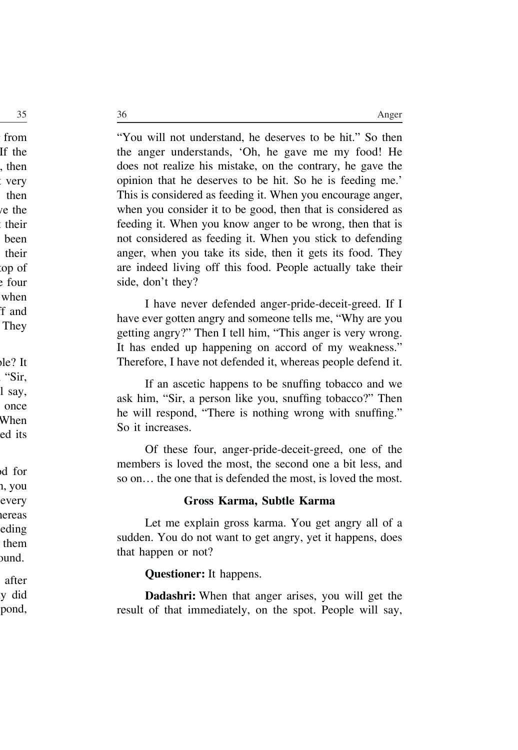"You will not understand, he deserves to be hit." So then the anger understands, 'Oh, he gave me my food! He does not realize his mistake, on the contrary, he gave the opinion that he deserves to be hit. So he is feeding me.' This is considered as feeding it. When you encourage anger, when you consider it to be good, then that is considered as feeding it. When you know anger to be wrong, then that is not considered as feeding it. When you stick to defending anger, when you take its side, then it gets its food. They are indeed living off this food. People actually take their side, don't they?

I have never defended anger-pride-deceit-greed. If I have ever gotten angry and someone tells me, "Why are you getting angry?" Then I tell him, "This anger is very wrong. It has ended up happening on accord of my weakness." Therefore, I have not defended it, whereas people defend it.

If an ascetic happens to be snuffing tobacco and we ask him, "Sir, a person like you, snuffing tobacco?" Then he will respond, "There is nothing wrong with snuffing." So it increases.

Of these four, anger-pride-deceit-greed, one of the members is loved the most, the second one a bit less, and so on… the one that is defended the most, is loved the most.

### Gross Karma, Subtle Karma

Let me explain gross karma. You get angry all of a sudden. You do not want to get angry, yet it happens, does that happen or not?

**Questioner:** It happens.

**Dadashri:** When that anger arises, you will get the result of that immediately, on the spot. People will say,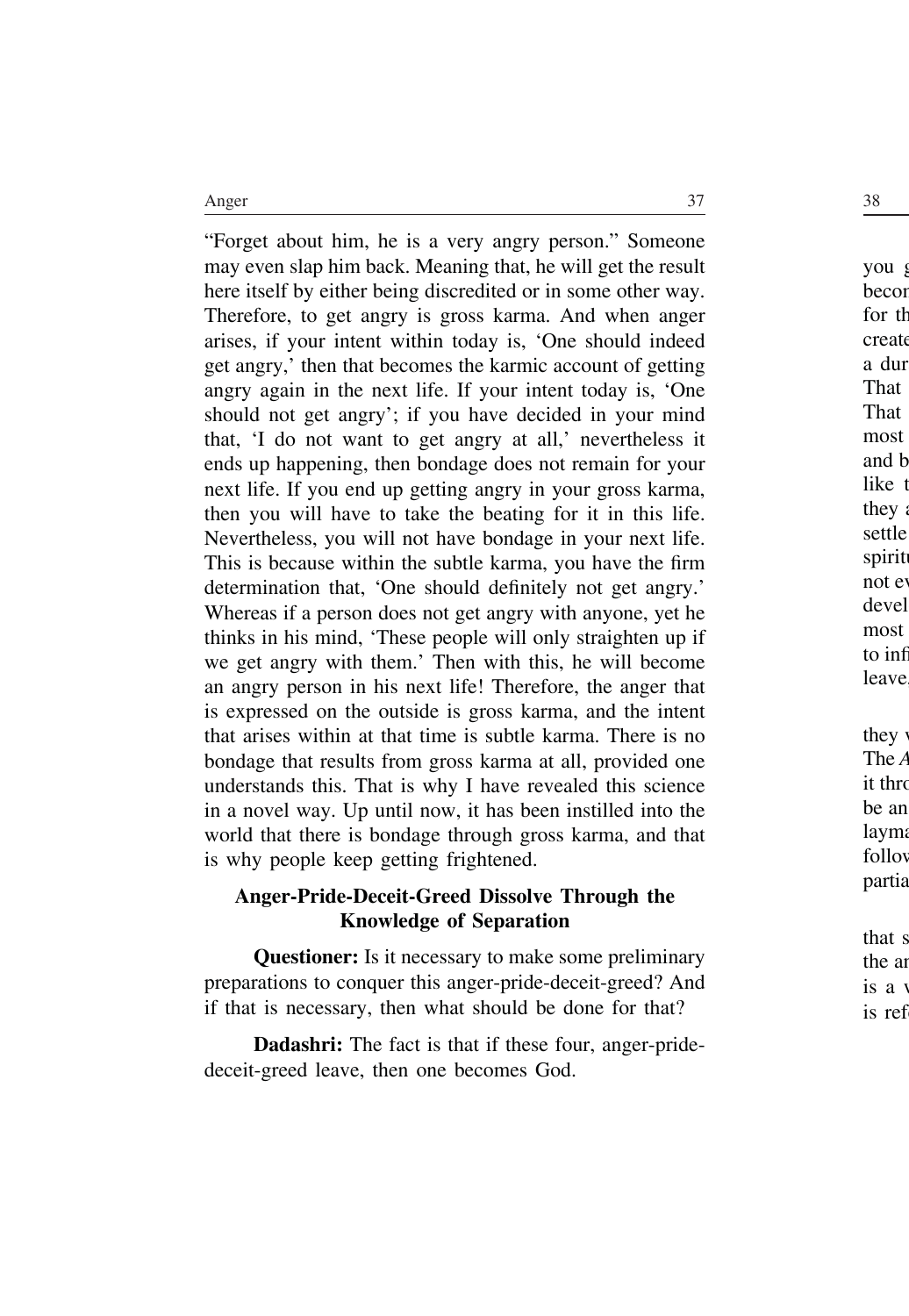"Forget about him, he is a very angry person." Someone may even slap him back. Meaning that, he will get the result here itself by either being discredited or in some other way. Therefore, to get angry is gross karma. And when anger arises, if your intent within today is, 'One should indeed get angry,' then that becomes the karmic account of getting angry again in the next life. If your intent today is, 'One should not get angry'; if you have decided in your mind that, 'I do not want to get angry at all,' nevertheless it ends up happening, then bondage does not remain for your next life. If you end up getting angry in your gross karma, then you will have to take the beating for it in this life. Nevertheless, you will not have bondage in your next life. This is because within the subtle karma, you have the firm determination that, 'One should definitely not get angry.' Whereas if a person does not get angry with anyone, yet he thinks in his mind, 'These people will only straighten up if we get angry with them.' Then with this, he will become an angry person in his next life! Therefore, the anger that is expressed on the outside is gross karma, and the intent that arises within at that time is subtle karma. There is no bondage that results from gross karma at all, provided one understands this. That is why I have revealed this science in a novel way. Up until now, it has been instilled into the world that there is bondage through gross karma, and that is why people keep getting frightened.

## Anger-Pride-Deceit-Greed Dissolve Through the Knowledge of Separation

**Questioner:** Is it necessary to make some preliminary preparations to conquer this anger-pride-deceit-greed? And if that is necessary, then what should be done for that?

**Dadashri:** The fact is that if these four, anger-pride-deceit-greed leave, then one becomes God.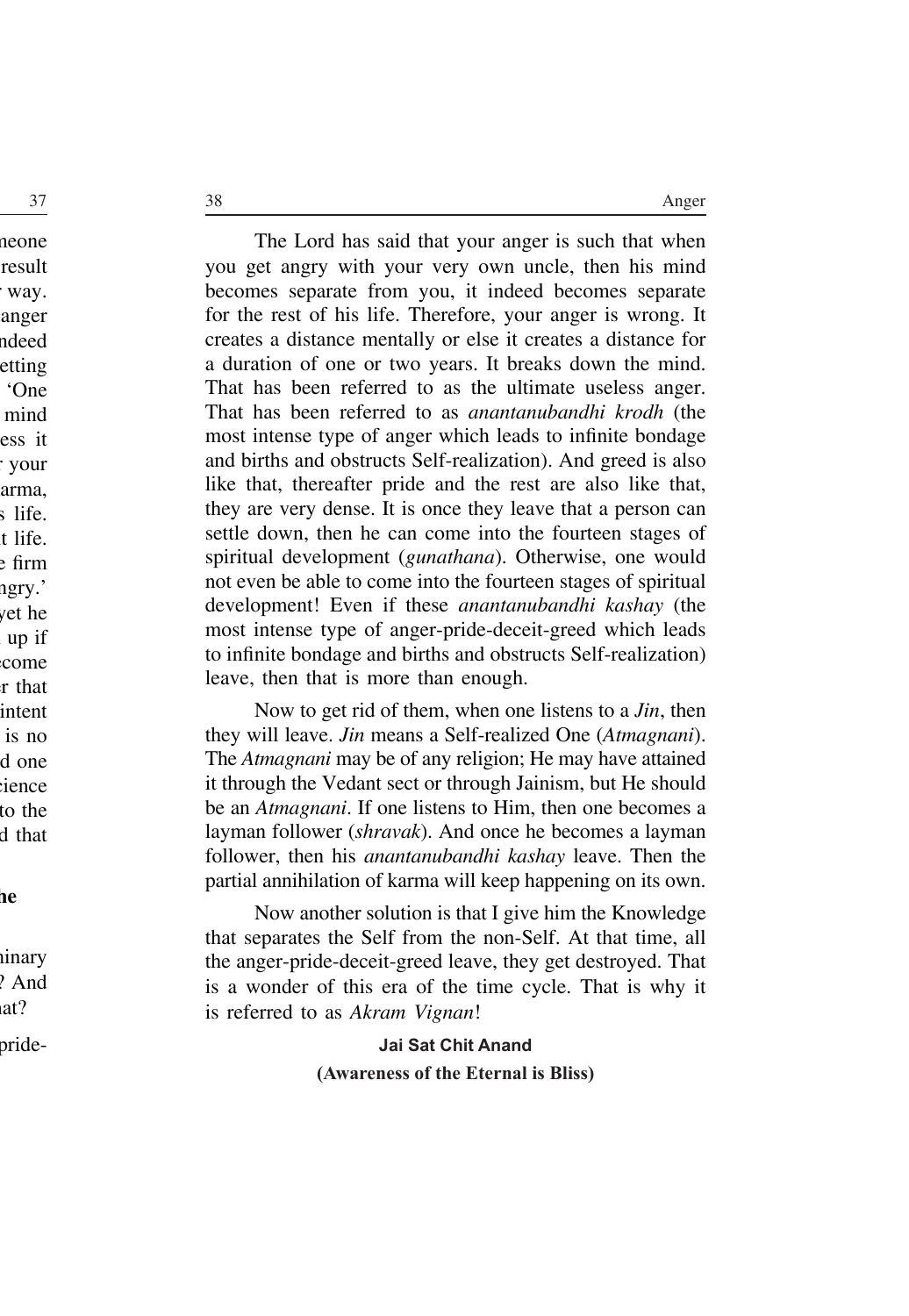The Lord has said that your anger is such that when you get angry with your very own uncle, then his mind becomes separate from you, it indeed becomes separate for the rest of his life. Therefore, your anger is wrong. It creates a distance mentally or else it creates a distance for a duration of one or two years. It breaks down the mind. That has been referred to as the ultimate useless anger. That has been referred to as *anantanubandhi krodh* (the most intense type of anger which leads to infinite bondage and births and obstructs Self-realization). And greed is also like that, thereafter pride and the rest are also like that, they are very dense. It is once they leave that a person can settle down, then he can come into the fourteen stages of spiritual development (*gunathana*). Otherwise, one would not even be able to come into the fourteen stages of spiritual development! Even if these *anantanubandhi kashay* (the most intense type of anger-pride-deceit-greed which leads to infinite bondage and births and obstructs Self-realization) leave, then that is more than enough.

Now to get rid of them, when one listens to a *Jin*, then they will leave. *Jin* means a Self-realized One (*Atmagnani*). The *Atmagnani* may be of any religion; He may have attained it through the Vedant sect or through Jainism, but He should be an *Atmagnani*. If one listens to Him, then one becomes a layman follower (*shravak*). And once he becomes a layman follower, then his *anantanubandhi kashay* leave. Then the partial annihilation of karma will keep happening on its own.

Now another solution is that I give him the Knowledge that separates the Self from the non-Self. At that time, all the anger-pride-deceit-greed leave, they get destroyed. That is a wonder of this era of the time cycle. That is why it is referred to as *Akram Vignan*!

**Jai Sat Chit Anand**

**(Awareness of the Eternal is Bliss)**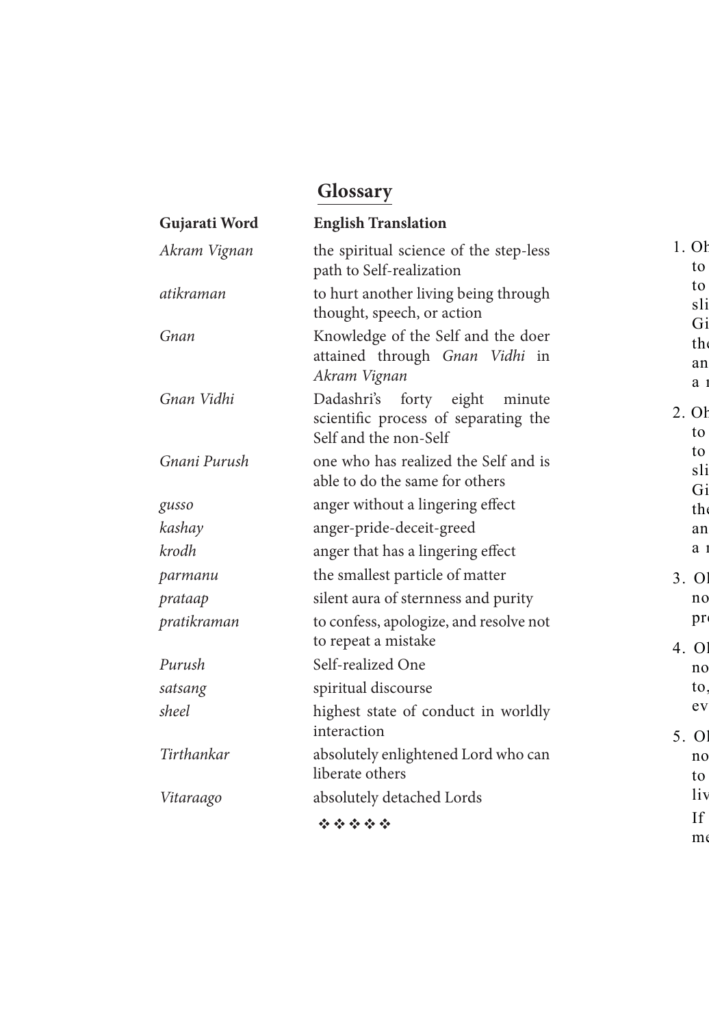## Glossary

| Gujarati Word | English Translation |
| --- | --- |
| *Akram Vignan* | the spiritual science of the step-less path to Self-realization |
| *atikraman* | to hurt another living being through thought, speech, or action |
| *Gnan* | Knowledge of the Self and the doer attained through *Gnan Vidhi* in *Akram Vignan* |
| *Gnan Vidhi* | Dadashri's forty eight minute scientific process of separating the Self and the non-Self |
| *Gnani Purush* | one who has realized the Self and is able to do the same for others |
| *gusso* | anger without a lingering effect |
| *kashay* | anger-pride-deceit-greed |
| *krodh* | anger that has a lingering effect |
| *parmanu* | the smallest particle of matter |
| *prataap* | silent aura of sternness and purity |
| *pratikraman* | to confess, apologize, and resolve not to repeat a mistake |
| *Purush* | Self-realized One |
| *satsang* | spiritual discourse |
| *sheel* | highest state of conduct in worldly interaction |
| *Tirthankar* | absolutely enlightened Lord who can liberate others |
| *Vitaraago* | absolutely detached Lords |

❖❖❖❖❖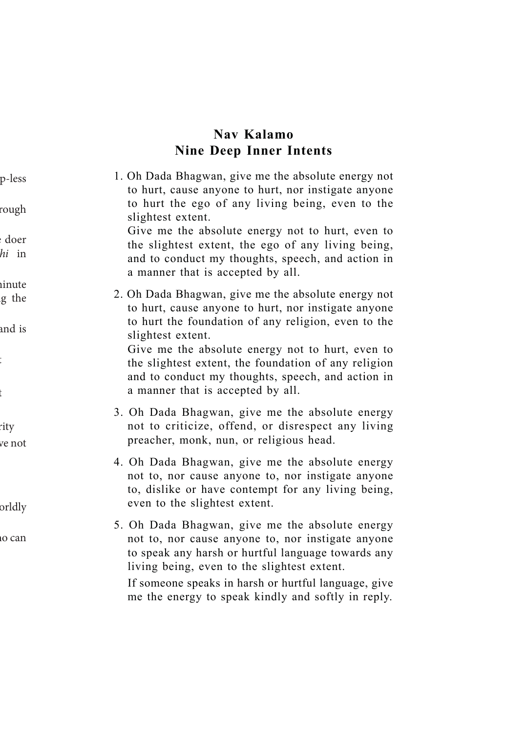## Nav Kalamo
## Nine Deep Inner Intents

1. Oh Dada Bhagwan, give me the absolute energy not to hurt, cause anyone to hurt, nor instigate anyone to hurt the ego of any living being, even to the slightest extent.

   Give me the absolute energy not to hurt, even to the slightest extent, the ego of any living being, and to conduct my thoughts, speech, and action in a manner that is accepted by all.

2. Oh Dada Bhagwan, give me the absolute energy not to hurt, cause anyone to hurt, nor instigate anyone to hurt the foundation of any religion, even to the slightest extent.

   Give me the absolute energy not to hurt, even to the slightest extent, the foundation of any religion and to conduct my thoughts, speech, and action in a manner that is accepted by all.

3. Oh Dada Bhagwan, give me the absolute energy not to criticize, offend, or disrespect any living preacher, monk, nun, or religious head.

4. Oh Dada Bhagwan, give me the absolute energy not to, nor cause anyone to, nor instigate anyone to, dislike or have contempt for any living being, even to the slightest extent.

5. Oh Dada Bhagwan, give me the absolute energy not to, nor cause anyone to, nor instigate anyone to speak any harsh or hurtful language towards any living being, even to the slightest extent.

   If someone speaks in harsh or hurtful language, give me the energy to speak kindly and softly in reply.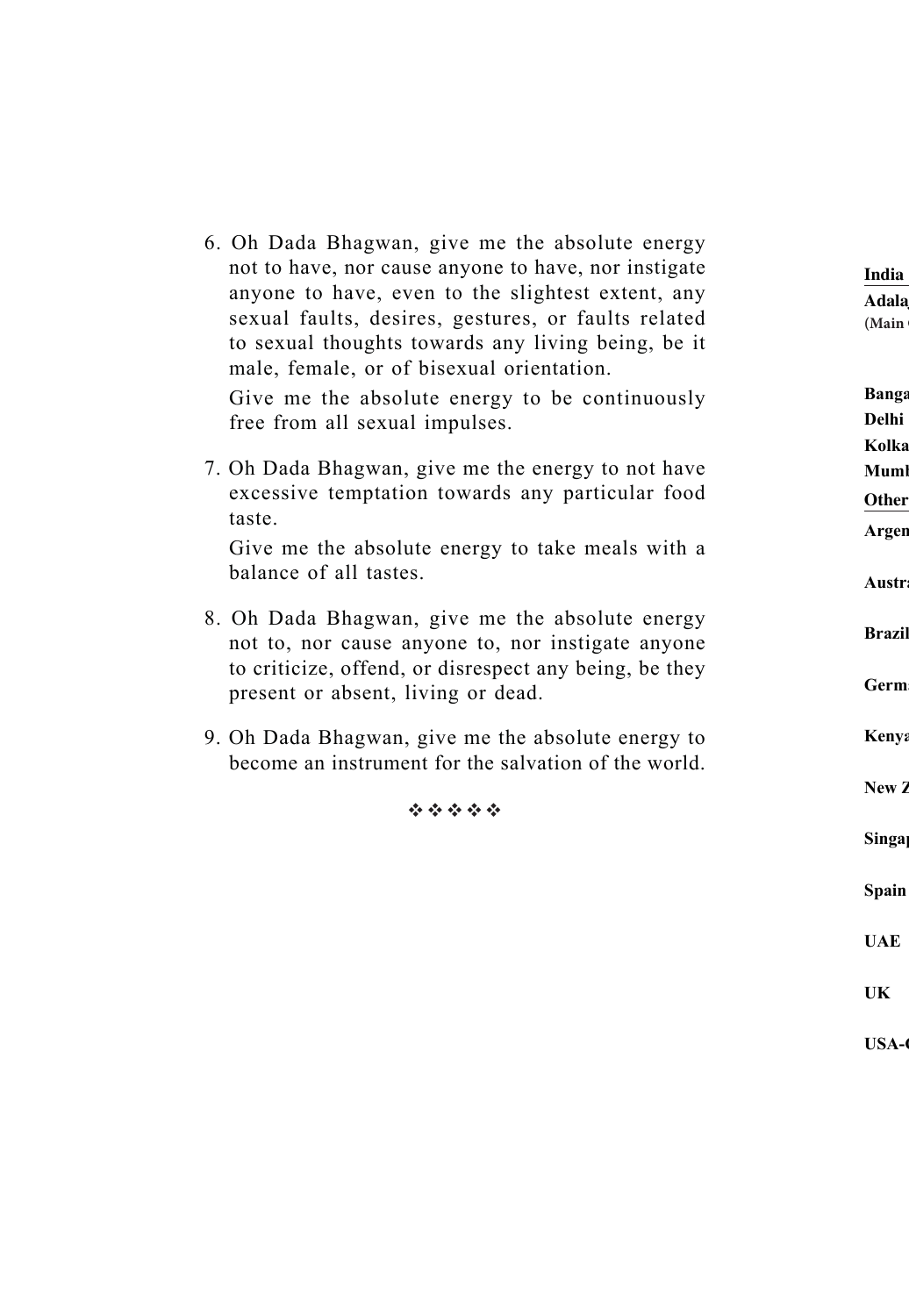6. Oh Dada Bhagwan, give me the absolute energy not to have, nor cause anyone to have, nor instigate anyone to have, even to the slightest extent, any sexual faults, desires, gestures, or faults related to sexual thoughts towards any living being, be it male, female, or of bisexual orientation.

   Give me the absolute energy to be continuously free from all sexual impulses.

7. Oh Dada Bhagwan, give me the energy to not have excessive temptation towards any particular food taste.

   Give me the absolute energy to take meals with a balance of all tastes.

8. Oh Dada Bhagwan, give me the absolute energy not to, nor cause anyone to, nor instigate anyone to criticize, offend, or disrespect any being, be they present or absent, living or dead.

9. Oh Dada Bhagwan, give me the absolute energy to become an instrument for the salvation of the world.

❖ ❖ ❖ ❖ ❖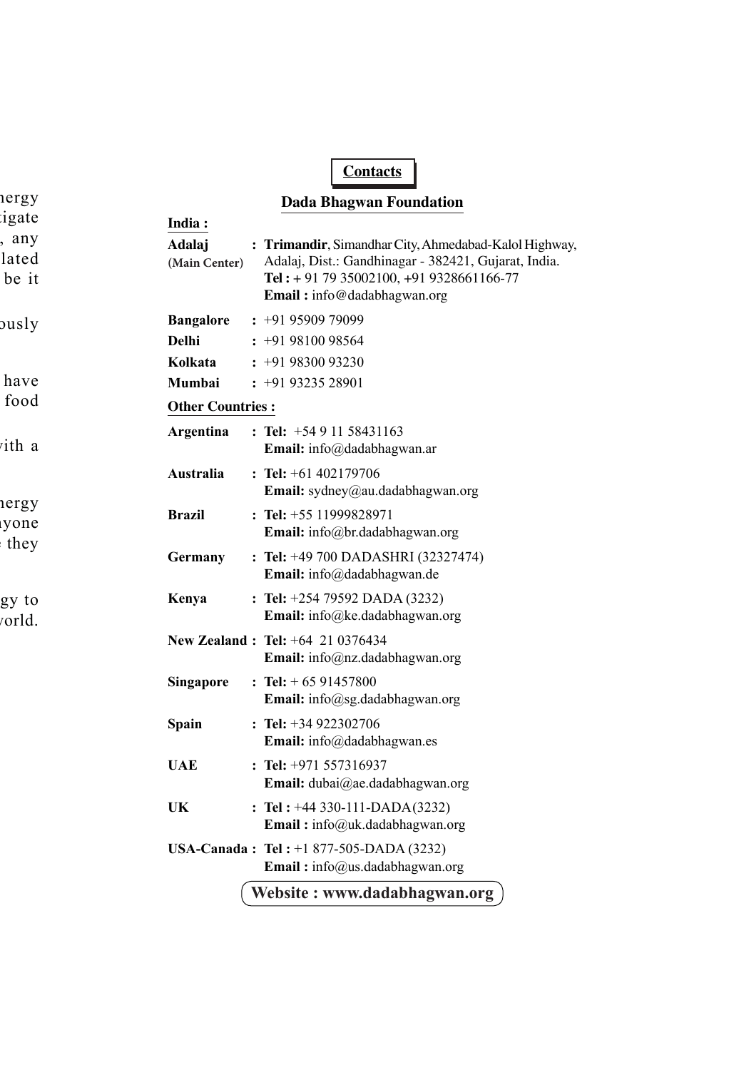# Contacts

## Dada Bhagwan Foundation

**India :**

**Adalaj (Main Center)** : **Trimandir**, Simandhar City, Ahmedabad-Kalol Highway, Adalaj, Dist.: Gandhinagar - 382421, Gujarat, India.
**Tel :** + 91 79 35002100, +91 9328661166-77
**Email :** info@dadabhagwan.org

**Bangalore** : +91 95909 79099

**Delhi** : +91 98100 98564

**Kolkata** : +91 98300 93230

**Mumbai** : +91 93235 28901

**Other Countries :**

**Argentina** : **Tel:** +54 9 11 58431163
**Email:** info@dadabhagwan.ar

**Australia** : **Tel:** +61 402179706
**Email:** sydney@au.dadabhagwan.org

**Brazil** : **Tel:** +55 11999828971
**Email:** info@br.dadabhagwan.org

**Germany** : **Tel:** +49 700 DADASHRI (32327474)
**Email:** info@dadabhagwan.de

**Kenya** : **Tel:** +254 79592 DADA (3232)
**Email:** info@ke.dadabhagwan.org

**New Zealand** : **Tel:** +64 21 0376434
**Email:** info@nz.dadabhagwan.org

**Singapore** : **Tel:** + 65 91457800
**Email:** info@sg.dadabhagwan.org

**Spain** : **Tel:** +34 922302706
**Email:** info@dadabhagwan.es

**UAE** : **Tel:** +971 557316937
**Email:** dubai@ae.dadabhagwan.org

**UK** : **Tel :** +44 330-111-DADA(3232)
**Email :** info@uk.dadabhagwan.org

**USA-Canada** : **Tel :** +1 877-505-DADA (3232)
**Email :** info@us.dadabhagwan.org

**Website : www.dadabhagwan.org**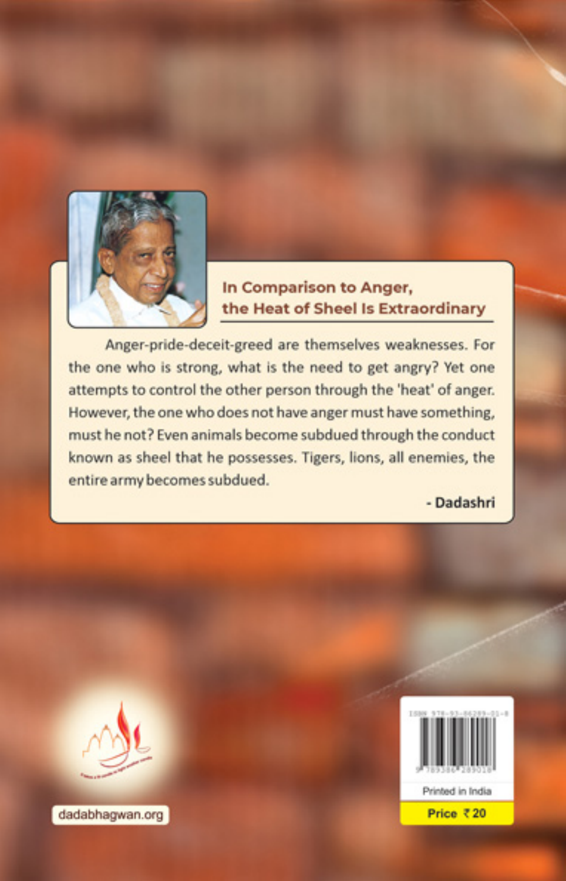## In Comparison to Anger, the Heat of Sheel Is Extraordinary

Anger-pride-deceit-greed are themselves weaknesses. For the one who is strong, what is the need to get angry? Yet one attempts to control the other person through the 'heat' of anger. However, the one who does not have anger must have something, must he not? Even animals become subdued through the conduct known as sheel that he possesses. Tigers, lions, all enemies, the entire army becomes subdued.

**- Dadashri**

dadabhagwan.org

ISBN 978-93-86289-01-8

Printed in India

**Price ₹ 20**